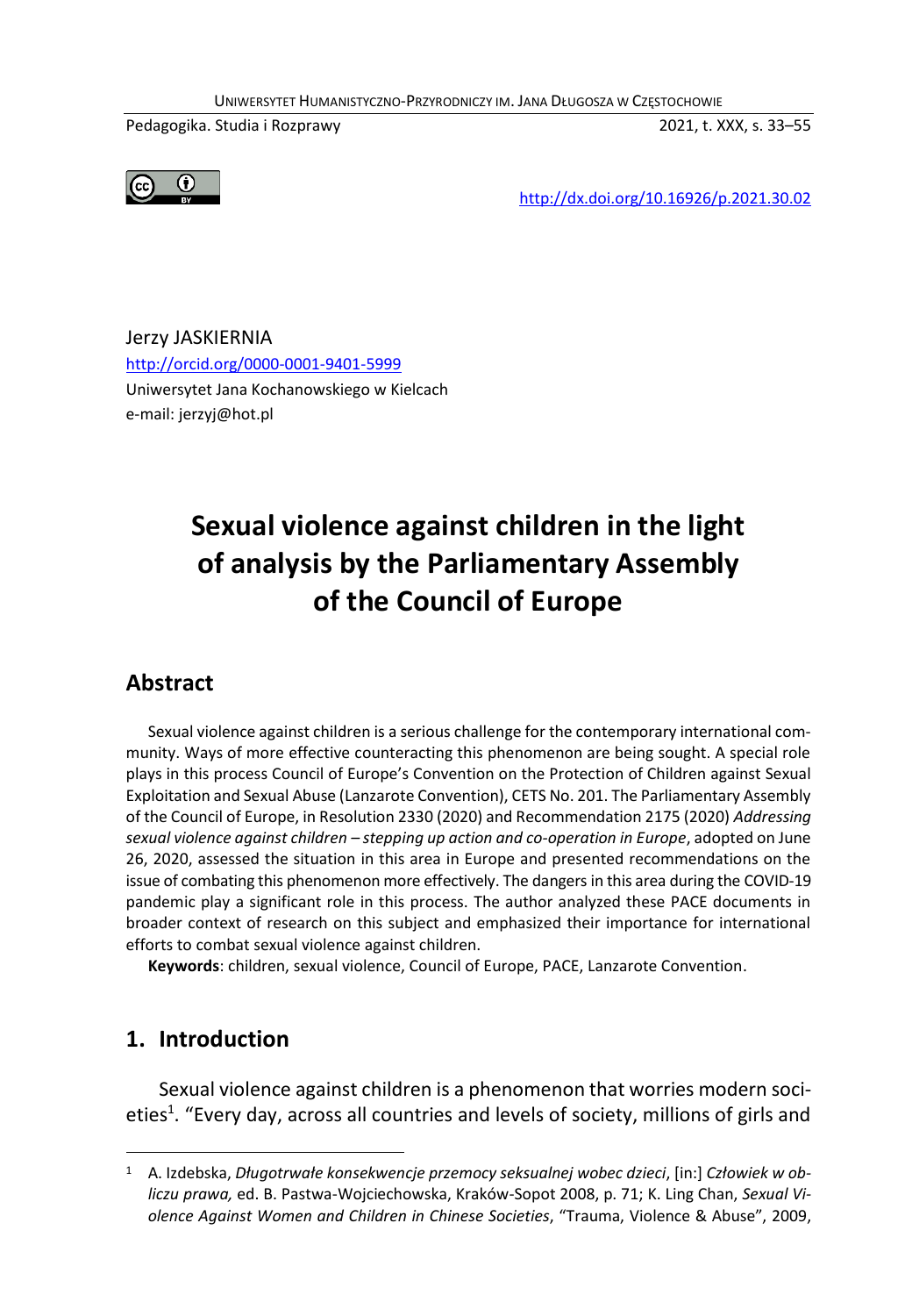http://dx.doi.org/10.16926/p.2021.30.02

Jerzy JASKIERNIA
http://orcid.org/0000-0001-9401-5999
Uniwersytet Jana Kochanowskiego w Kielcach
e-mail: jerzyj@hot.pl

# Sexual violence against children in the light of analysis by the Parliamentary Assembly of the Council of Europe

## Abstract

Sexual violence against children is a serious challenge for the contemporary international community. Ways of more effective counteracting this phenomenon are being sought. A special role plays in this process Council of Europe's Convention on the Protection of Children against Sexual Exploitation and Sexual Abuse (Lanzarote Convention), CETS No. 201. The Parliamentary Assembly of the Council of Europe, in Resolution 2330 (2020) and Recommendation 2175 (2020) *Addressing sexual violence against children – stepping up action and co-operation in Europe*, adopted on June 26, 2020, assessed the situation in this area in Europe and presented recommendations on the issue of combating this phenomenon more effectively. The dangers in this area during the COVID-19 pandemic play a significant role in this process. The author analyzed these PACE documents in broader context of research on this subject and emphasized their importance for international efforts to combat sexual violence against children.

**Keywords**: children, sexual violence, Council of Europe, PACE, Lanzarote Convention.

## 1. Introduction

Sexual violence against children is a phenomenon that worries modern societies[1]. "Every day, across all countries and levels of society, millions of girls and

---

[1] A. Izdebska, *Długotrwałe konsekwencje przemocy seksualnej wobec dzieci*, [in:] *Człowiek w obliczu prawa,* ed. B. Pastwa-Wojciechowska, Kraków-Sopot 2008, p. 71; K. Ling Chan, *Sexual Violence Against Women and Children in Chinese Societies*, "Trauma, Violence & Abuse", 2009,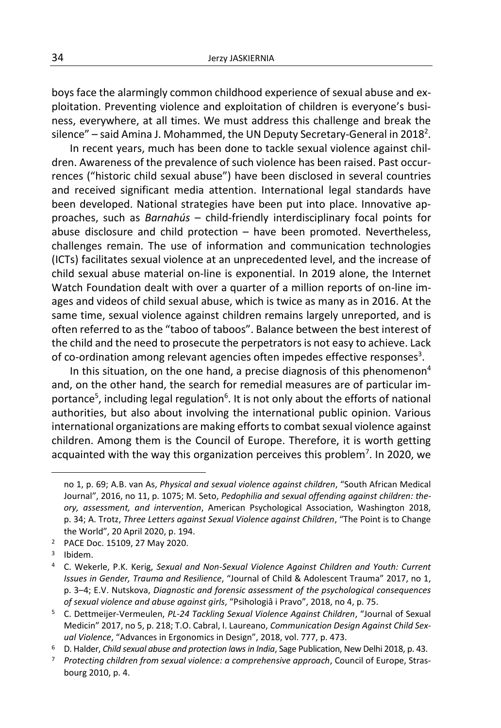boys face the alarmingly common childhood experience of sexual abuse and exploitation. Preventing violence and exploitation of children is everyone's business, everywhere, at all times. We must address this challenge and break the silence" – said Amina J. Mohammed, the UN Deputy Secretary-General in 2018[2].

In recent years, much has been done to tackle sexual violence against children. Awareness of the prevalence of such violence has been raised. Past occurrences ("historic child sexual abuse") have been disclosed in several countries and received significant media attention. International legal standards have been developed. National strategies have been put into place. Innovative approaches, such as *Barnahús* – child-friendly interdisciplinary focal points for abuse disclosure and child protection – have been promoted. Nevertheless, challenges remain. The use of information and communication technologies (ICTs) facilitates sexual violence at an unprecedented level, and the increase of child sexual abuse material on-line is exponential. In 2019 alone, the Internet Watch Foundation dealt with over a quarter of a million reports of on-line images and videos of child sexual abuse, which is twice as many as in 2016. At the same time, sexual violence against children remains largely unreported, and is often referred to as the "taboo of taboos". Balance between the best interest of the child and the need to prosecute the perpetrators is not easy to achieve. Lack of co-ordination among relevant agencies often impedes effective responses[3].

In this situation, on the one hand, a precise diagnosis of this phenomenon[4] and, on the other hand, the search for remedial measures are of particular importance[5], including legal regulation[6]. It is not only about the efforts of national authorities, but also about involving the international public opinion. Various international organizations are making efforts to combat sexual violence against children. Among them is the Council of Europe. Therefore, it is worth getting acquainted with the way this organization perceives this problem[7]. In 2020, we

---

no 1, p. 69; A.B. van As, *Physical and sexual violence against children*, "South African Medical Journal", 2016, no 11, p. 1075; M. Seto, *Pedophilia and sexual offending against children: theory, assessment, and intervention*, American Psychological Association, Washington 2018, p. 34; A. Trotz, *Three Letters against Sexual Violence against Children*, "The Point is to Change the World", 20 April 2020, p. 194.

[2] PACE Doc. 15109, 27 May 2020.

[3] Ibidem.

[4] C. Wekerle, P.K. Kerig, *Sexual and Non-Sexual Violence Against Children and Youth: Current Issues in Gender, Trauma and Resilience*, "Journal of Child & Adolescent Trauma" 2017, no 1, p. 3–4; E.V. Nutskova, *Diagnostic and forensic assessment of the psychological consequences of sexual violence and abuse against girls*, "Psihologiâ i Pravo", 2018, no 4, p. 75.

[5] C. Dettmeijer-Vermeulen, *PL-24 Tackling Sexual Violence Against Children*, "Journal of Sexual Medicin" 2017, no 5, p. 218; T.O. Cabral, I. Laureano, *Communication Design Against Child Sexual Violence*, "Advances in Ergonomics in Design", 2018, vol. 777, p. 473.

[6] D. Halder, *Child sexual abuse and protection laws in India*, Sage Publication, New Delhi 2018, p. 43.

[7] *Protecting children from sexual violence: a comprehensive approach*, Council of Europe, Strasbourg 2010, p. 4.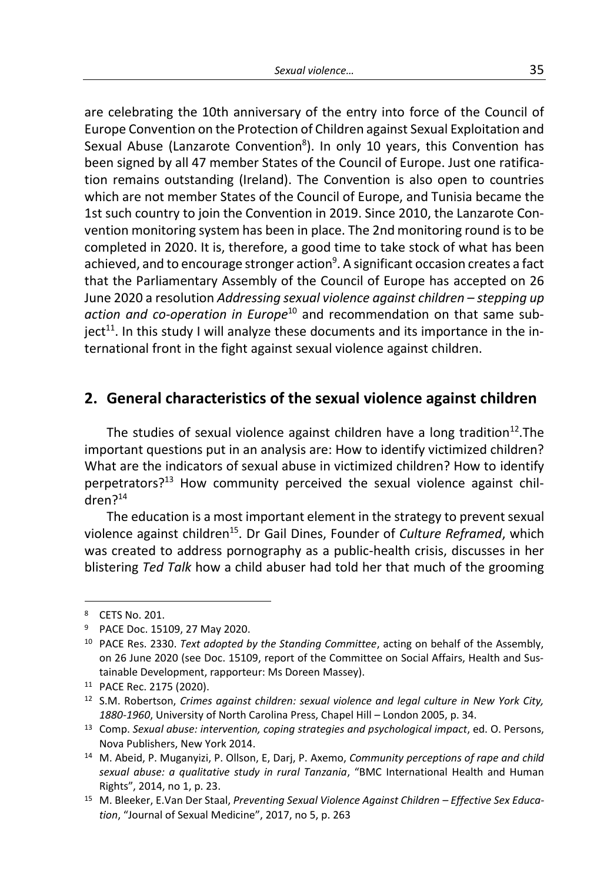are celebrating the 10th anniversary of the entry into force of the Council of Europe Convention on the Protection of Children against Sexual Exploitation and Sexual Abuse (Lanzarote Convention[8]). In only 10 years, this Convention has been signed by all 47 member States of the Council of Europe. Just one ratification remains outstanding (Ireland). The Convention is also open to countries which are not member States of the Council of Europe, and Tunisia became the 1st such country to join the Convention in 2019. Since 2010, the Lanzarote Convention monitoring system has been in place. The 2nd monitoring round is to be completed in 2020. It is, therefore, a good time to take stock of what has been achieved, and to encourage stronger action[9]. A significant occasion creates a fact that the Parliamentary Assembly of the Council of Europe has accepted on 26 June 2020 a resolution *Addressing sexual violence against children – stepping up action and co-operation in Europe*[10] and recommendation on that same subject[11]. In this study I will analyze these documents and its importance in the international front in the fight against sexual violence against children.

## 2. General characteristics of the sexual violence against children

The studies of sexual violence against children have a long tradition[12].The important questions put in an analysis are: How to identify victimized children? What are the indicators of sexual abuse in victimized children? How to identify perpetrators?[13] How community perceived the sexual violence against children?[14]

The education is a most important element in the strategy to prevent sexual violence against children[15]. Dr Gail Dines, Founder of *Culture Reframed*, which was created to address pornography as a public-health crisis, discusses in her blistering *Ted Talk* how a child abuser had told her that much of the grooming

---

[8] CETS No. 201.

[9] PACE Doc. 15109, 27 May 2020.

[10] PACE Res. 2330. *Text adopted by the Standing Committee*, acting on behalf of the Assembly, on 26 June 2020 (see Doc. 15109, report of the Committee on Social Affairs, Health and Sustainable Development, rapporteur: Ms Doreen Massey).

[11] PACE Rec. 2175 (2020).

[12] S.M. Robertson, *Crimes against children: sexual violence and legal culture in New York City, 1880-1960*, University of North Carolina Press, Chapel Hill – London 2005, p. 34.

[13] Comp. *Sexual abuse: intervention, coping strategies and psychological impact*, ed. O. Persons, Nova Publishers, New York 2014.

[14] M. Abeid, P. Muganyizi, P. Ollson, E, Darj, P. Axemo, *Community perceptions of rape and child sexual abuse: a qualitative study in rural Tanzania*, "BMC International Health and Human Rights", 2014, no 1, p. 23.

[15] M. Bleeker, E.Van Der Staal, *Preventing Sexual Violence Against Children – Effective Sex Education*, "Journal of Sexual Medicine", 2017, no 5, p. 263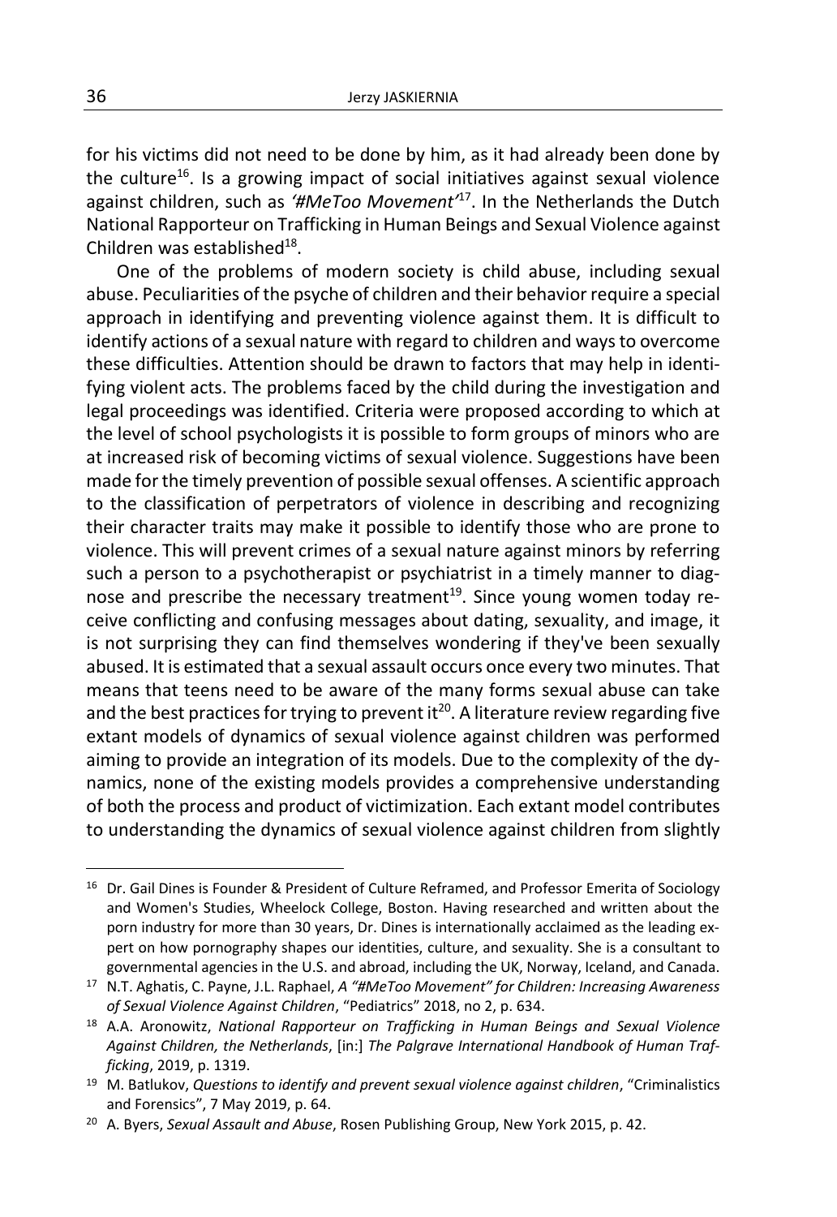for his victims did not need to be done by him, as it had already been done by the culture[16]. Is a growing impact of social initiatives against sexual violence against children, such as *'#MeToo Movement'*[17]. In the Netherlands the Dutch National Rapporteur on Trafficking in Human Beings and Sexual Violence against Children was established[18].

One of the problems of modern society is child abuse, including sexual abuse. Peculiarities of the psyche of children and their behavior require a special approach in identifying and preventing violence against them. It is difficult to identify actions of a sexual nature with regard to children and ways to overcome these difficulties. Attention should be drawn to factors that may help in identifying violent acts. The problems faced by the child during the investigation and legal proceedings was identified. Criteria were proposed according to which at the level of school psychologists it is possible to form groups of minors who are at increased risk of becoming victims of sexual violence. Suggestions have been made for the timely prevention of possible sexual offenses. A scientific approach to the classification of perpetrators of violence in describing and recognizing their character traits may make it possible to identify those who are prone to violence. This will prevent crimes of a sexual nature against minors by referring such a person to a psychotherapist or psychiatrist in a timely manner to diagnose and prescribe the necessary treatment[19]. Since young women today receive conflicting and confusing messages about dating, sexuality, and image, it is not surprising they can find themselves wondering if they've been sexually abused. It is estimated that a sexual assault occurs once every two minutes. That means that teens need to be aware of the many forms sexual abuse can take and the best practices for trying to prevent it[20]. A literature review regarding five extant models of dynamics of sexual violence against children was performed aiming to provide an integration of its models. Due to the complexity of the dynamics, none of the existing models provides a comprehensive understanding of both the process and product of victimization. Each extant model contributes to understanding the dynamics of sexual violence against children from slightly

---

[16] Dr. Gail Dines is Founder & President of Culture Reframed, and Professor Emerita of Sociology and Women's Studies, Wheelock College, Boston. Having researched and written about the porn industry for more than 30 years, Dr. Dines is internationally acclaimed as the leading expert on how pornography shapes our identities, culture, and sexuality. She is a consultant to governmental agencies in the U.S. and abroad, including the UK, Norway, Iceland, and Canada.

[17] N.T. Aghatis, C. Payne, J.L. Raphael, *A "#MeToo Movement" for Children: Increasing Awareness of Sexual Violence Against Children*, "Pediatrics" 2018, no 2, p. 634.

[18] A.A. Aronowitz, *National Rapporteur on Trafficking in Human Beings and Sexual Violence Against Children, the Netherlands*, [in:] *The Palgrave International Handbook of Human Trafficking*, 2019, p. 1319.

[19] M. Batlukov, *Questions to identify and prevent sexual violence against children*, "Criminalistics and Forensics", 7 May 2019, p. 64.

[20] A. Byers, *Sexual Assault and Abuse*, Rosen Publishing Group, New York 2015, p. 42.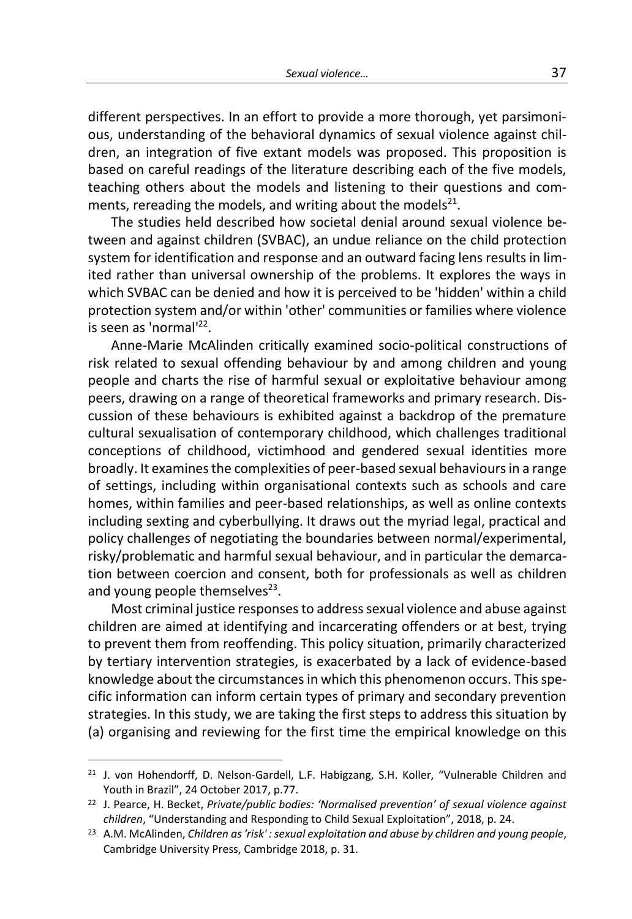different perspectives. In an effort to provide a more thorough, yet parsimonious, understanding of the behavioral dynamics of sexual violence against children, an integration of five extant models was proposed. This proposition is based on careful readings of the literature describing each of the five models, teaching others about the models and listening to their questions and comments, rereading the models, and writing about the models[21].

The studies held described how societal denial around sexual violence between and against children (SVBAC), an undue reliance on the child protection system for identification and response and an outward facing lens results in limited rather than universal ownership of the problems. It explores the ways in which SVBAC can be denied and how it is perceived to be 'hidden' within a child protection system and/or within 'other' communities or families where violence is seen as 'normal'[22].

Anne-Marie McAlinden critically examined socio-political constructions of risk related to sexual offending behaviour by and among children and young people and charts the rise of harmful sexual or exploitative behaviour among peers, drawing on a range of theoretical frameworks and primary research. Discussion of these behaviours is exhibited against a backdrop of the premature cultural sexualisation of contemporary childhood, which challenges traditional conceptions of childhood, victimhood and gendered sexual identities more broadly. It examines the complexities of peer-based sexual behaviours in a range of settings, including within organisational contexts such as schools and care homes, within families and peer-based relationships, as well as online contexts including sexting and cyberbullying. It draws out the myriad legal, practical and policy challenges of negotiating the boundaries between normal/experimental, risky/problematic and harmful sexual behaviour, and in particular the demarcation between coercion and consent, both for professionals as well as children and young people themselves[23].

Most criminal justice responses to address sexual violence and abuse against children are aimed at identifying and incarcerating offenders or at best, trying to prevent them from reoffending. This policy situation, primarily characterized by tertiary intervention strategies, is exacerbated by a lack of evidence-based knowledge about the circumstances in which this phenomenon occurs. This specific information can inform certain types of primary and secondary prevention strategies. In this study, we are taking the first steps to address this situation by (a) organising and reviewing for the first time the empirical knowledge on this

---

[21] J. von Hohendorff, D. Nelson-Gardell, L.F. Habigzang, S.H. Koller, "Vulnerable Children and Youth in Brazil", 24 October 2017, p.77.

[22] J. Pearce, H. Becket, *Private/public bodies: 'Normalised prevention' of sexual violence against children*, "Understanding and Responding to Child Sexual Exploitation", 2018, p. 24.

[23] A.M. McAlinden, *Children as 'risk' : sexual exploitation and abuse by children and young people*, Cambridge University Press, Cambridge 2018, p. 31.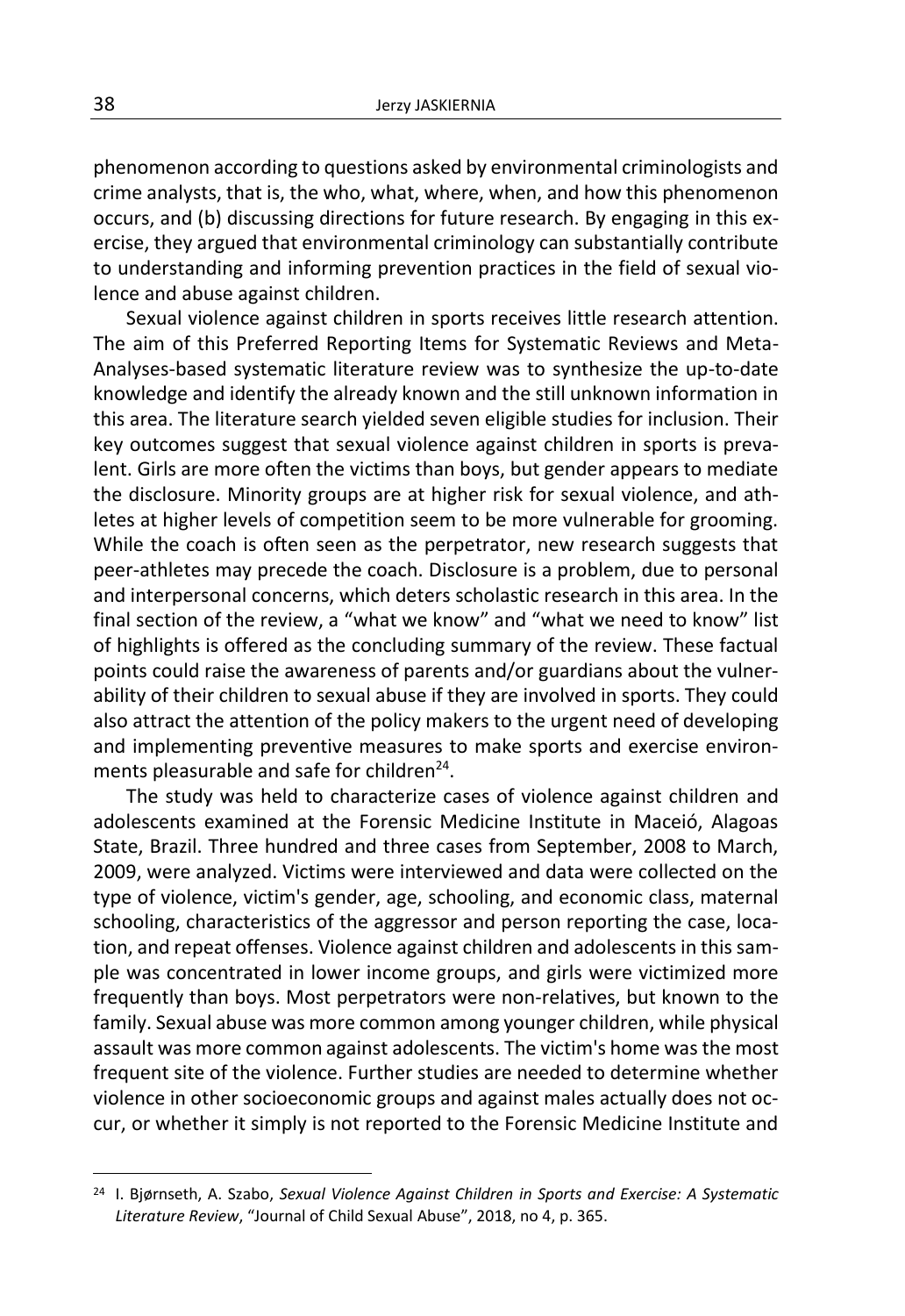phenomenon according to questions asked by environmental criminologists and crime analysts, that is, the who, what, where, when, and how this phenomenon occurs, and (b) discussing directions for future research. By engaging in this exercise, they argued that environmental criminology can substantially contribute to understanding and informing prevention practices in the field of sexual violence and abuse against children.

Sexual violence against children in sports receives little research attention. The aim of this Preferred Reporting Items for Systematic Reviews and Meta-Analyses-based systematic literature review was to synthesize the up-to-date knowledge and identify the already known and the still unknown information in this area. The literature search yielded seven eligible studies for inclusion. Their key outcomes suggest that sexual violence against children in sports is prevalent. Girls are more often the victims than boys, but gender appears to mediate the disclosure. Minority groups are at higher risk for sexual violence, and athletes at higher levels of competition seem to be more vulnerable for grooming. While the coach is often seen as the perpetrator, new research suggests that peer-athletes may precede the coach. Disclosure is a problem, due to personal and interpersonal concerns, which deters scholastic research in this area. In the final section of the review, a "what we know" and "what we need to know" list of highlights is offered as the concluding summary of the review. These factual points could raise the awareness of parents and/or guardians about the vulnerability of their children to sexual abuse if they are involved in sports. They could also attract the attention of the policy makers to the urgent need of developing and implementing preventive measures to make sports and exercise environments pleasurable and safe for children[24].

The study was held to characterize cases of violence against children and adolescents examined at the Forensic Medicine Institute in Maceió, Alagoas State, Brazil. Three hundred and three cases from September, 2008 to March, 2009, were analyzed. Victims were interviewed and data were collected on the type of violence, victim's gender, age, schooling, and economic class, maternal schooling, characteristics of the aggressor and person reporting the case, location, and repeat offenses. Violence against children and adolescents in this sample was concentrated in lower income groups, and girls were victimized more frequently than boys. Most perpetrators were non-relatives, but known to the family. Sexual abuse was more common among younger children, while physical assault was more common against adolescents. The victim's home was the most frequent site of the violence. Further studies are needed to determine whether violence in other socioeconomic groups and against males actually does not occur, or whether it simply is not reported to the Forensic Medicine Institute and

---

[24] I. Bjørnseth, A. Szabo, *Sexual Violence Against Children in Sports and Exercise: A Systematic Literature Review*, "Journal of Child Sexual Abuse", 2018, no 4, p. 365.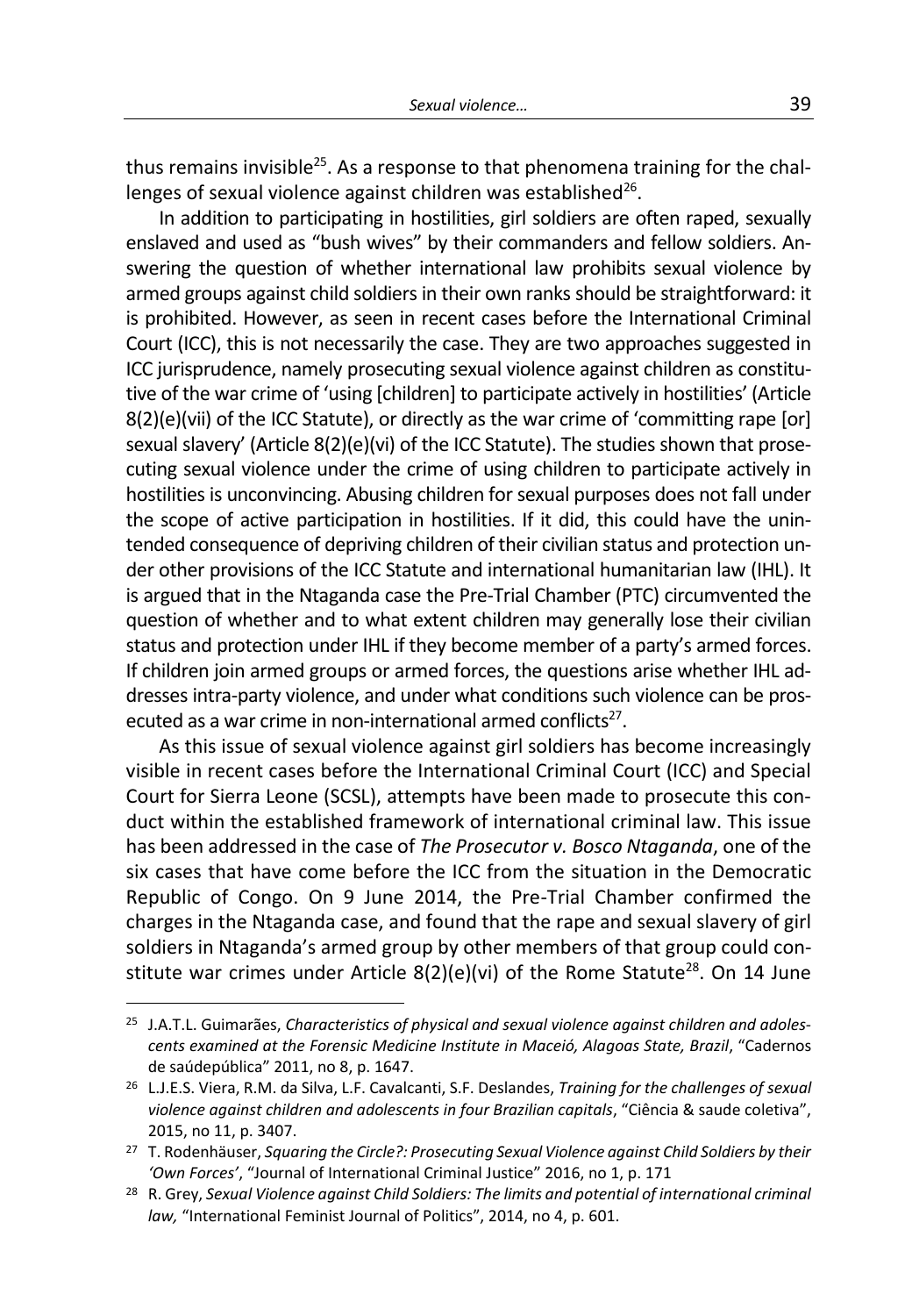thus remains invisible[25]. As a response to that phenomena training for the challenges of sexual violence against children was established[26].

In addition to participating in hostilities, girl soldiers are often raped, sexually enslaved and used as "bush wives" by their commanders and fellow soldiers. Answering the question of whether international law prohibits sexual violence by armed groups against child soldiers in their own ranks should be straightforward: it is prohibited. However, as seen in recent cases before the International Criminal Court (ICC), this is not necessarily the case. They are two approaches suggested in ICC jurisprudence, namely prosecuting sexual violence against children as constitutive of the war crime of 'using [children] to participate actively in hostilities' (Article 8(2)(e)(vii) of the ICC Statute), or directly as the war crime of 'committing rape [or] sexual slavery' (Article 8(2)(e)(vi) of the ICC Statute). The studies shown that prosecuting sexual violence under the crime of using children to participate actively in hostilities is unconvincing. Abusing children for sexual purposes does not fall under the scope of active participation in hostilities. If it did, this could have the unintended consequence of depriving children of their civilian status and protection under other provisions of the ICC Statute and international humanitarian law (IHL). It is argued that in the Ntaganda case the Pre-Trial Chamber (PTC) circumvented the question of whether and to what extent children may generally lose their civilian status and protection under IHL if they become member of a party's armed forces. If children join armed groups or armed forces, the questions arise whether IHL addresses intra-party violence, and under what conditions such violence can be prosecuted as a war crime in non-international armed conflicts[27].

As this issue of sexual violence against girl soldiers has become increasingly visible in recent cases before the International Criminal Court (ICC) and Special Court for Sierra Leone (SCSL), attempts have been made to prosecute this conduct within the established framework of international criminal law. This issue has been addressed in the case of *The Prosecutor v. Bosco Ntaganda*, one of the six cases that have come before the ICC from the situation in the Democratic Republic of Congo. On 9 June 2014, the Pre-Trial Chamber confirmed the charges in the Ntaganda case, and found that the rape and sexual slavery of girl soldiers in Ntaganda's armed group by other members of that group could constitute war crimes under Article 8(2)(e)(vi) of the Rome Statute[28]. On 14 June

---

[25] J.A.T.L. Guimarães, *Characteristics of physical and sexual violence against children and adolescents examined at the Forensic Medicine Institute in Maceió, Alagoas State, Brazil*, "Cadernos de saúdepública" 2011, no 8, p. 1647.

[26] L.J.E.S. Viera, R.M. da Silva, L.F. Cavalcanti, S.F. Deslandes, *Training for the challenges of sexual violence against children and adolescents in four Brazilian capitals*, "Ciência & saude coletiva", 2015, no 11, p. 3407.

[27] T. Rodenhäuser, *Squaring the Circle?: Prosecuting Sexual Violence against Child Soldiers by their 'Own Forces'*, "Journal of International Criminal Justice" 2016, no 1, p. 171

[28] R. Grey, *Sexual Violence against Child Soldiers: The limits and potential of international criminal law,* "International Feminist Journal of Politics", 2014, no 4, p. 601.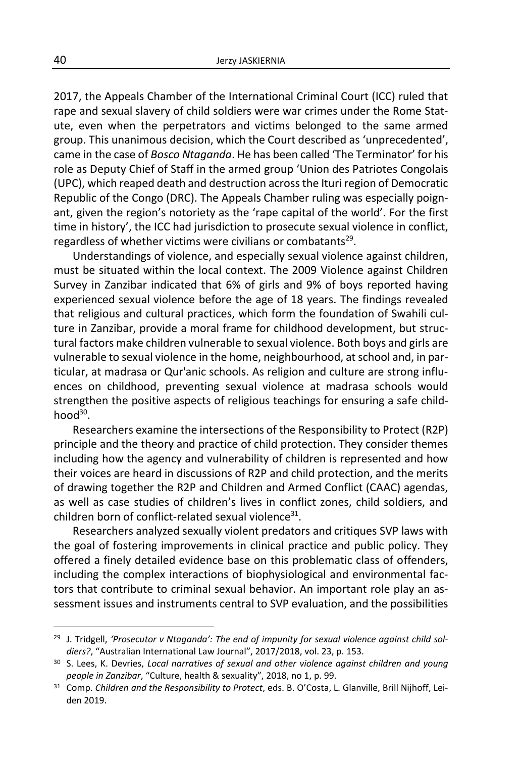2017, the Appeals Chamber of the International Criminal Court (ICC) ruled that rape and sexual slavery of child soldiers were war crimes under the Rome Statute, even when the perpetrators and victims belonged to the same armed group. This unanimous decision, which the Court described as 'unprecedented', came in the case of *Bosco Ntaganda*. He has been called 'The Terminator' for his role as Deputy Chief of Staff in the armed group 'Union des Patriotes Congolais (UPC), which reaped death and destruction across the Ituri region of Democratic Republic of the Congo (DRC). The Appeals Chamber ruling was especially poignant, given the region's notoriety as the 'rape capital of the world'. For the first time in history', the ICC had jurisdiction to prosecute sexual violence in conflict, regardless of whether victims were civilians or combatants[29].

Understandings of violence, and especially sexual violence against children, must be situated within the local context. The 2009 Violence against Children Survey in Zanzibar indicated that 6% of girls and 9% of boys reported having experienced sexual violence before the age of 18 years. The findings revealed that religious and cultural practices, which form the foundation of Swahili culture in Zanzibar, provide a moral frame for childhood development, but structural factors make children vulnerable to sexual violence. Both boys and girls are vulnerable to sexual violence in the home, neighbourhood, at school and, in particular, at madrasa or Qur'anic schools. As religion and culture are strong influences on childhood, preventing sexual violence at madrasa schools would strengthen the positive aspects of religious teachings for ensuring a safe childhood[30].

Researchers examine the intersections of the Responsibility to Protect (R2P) principle and the theory and practice of child protection. They consider themes including how the agency and vulnerability of children is represented and how their voices are heard in discussions of R2P and child protection, and the merits of drawing together the R2P and Children and Armed Conflict (CAAC) agendas, as well as case studies of children's lives in conflict zones, child soldiers, and children born of conflict-related sexual violence[31].

Researchers analyzed sexually violent predators and critiques SVP laws with the goal of fostering improvements in clinical practice and public policy. They offered a finely detailed evidence base on this problematic class of offenders, including the complex interactions of biophysiological and environmental factors that contribute to criminal sexual behavior. An important role play an assessment issues and instruments central to SVP evaluation, and the possibilities

---

[29] J. Tridgell, *'Prosecutor v Ntaganda': The end of impunity for sexual violence against child soldiers?*, "Australian International Law Journal", 2017/2018, vol. 23, p. 153.

[30] S. Lees, K. Devries, *Local narratives of sexual and other violence against children and young people in Zanzibar*, "Culture, health & sexuality", 2018, no 1, p. 99.

[31] Comp. *Children and the Responsibility to Protect*, eds. B. O'Costa, L. Glanville, Brill Nijhoff, Leiden 2019.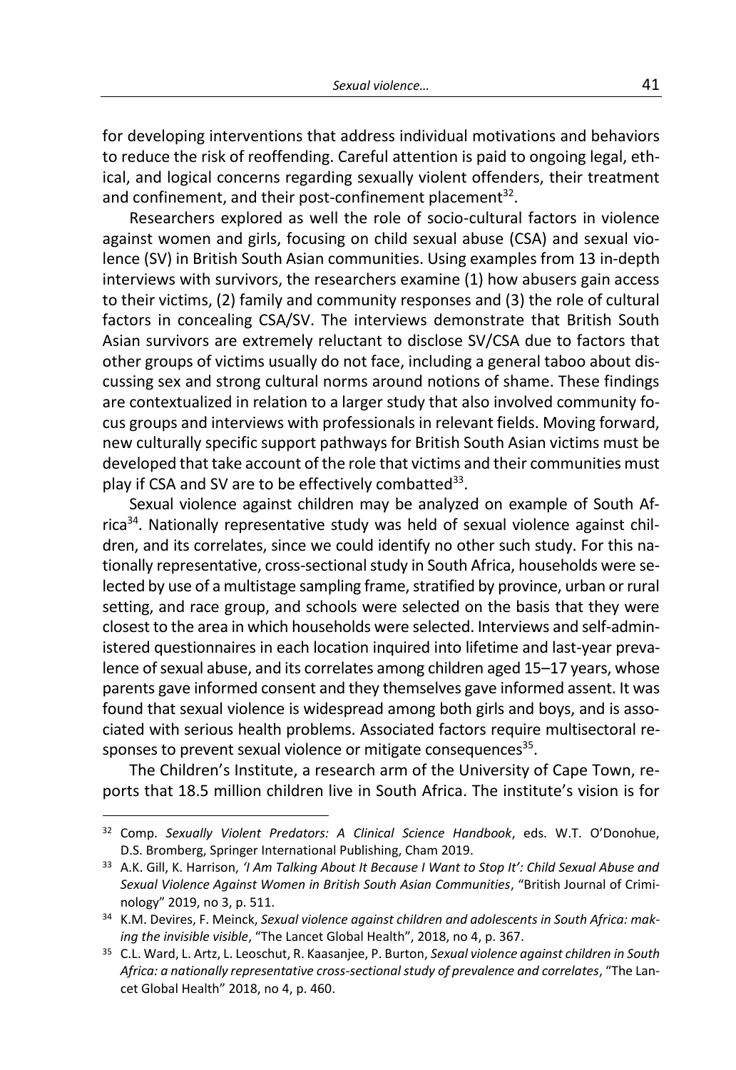for developing interventions that address individual motivations and behaviors to reduce the risk of reoffending. Careful attention is paid to ongoing legal, ethical, and logical concerns regarding sexually violent offenders, their treatment and confinement, and their post-confinement placement[32].

Researchers explored as well the role of socio-cultural factors in violence against women and girls, focusing on child sexual abuse (CSA) and sexual violence (SV) in British South Asian communities. Using examples from 13 in-depth interviews with survivors, the researchers examine (1) how abusers gain access to their victims, (2) family and community responses and (3) the role of cultural factors in concealing CSA/SV. The interviews demonstrate that British South Asian survivors are extremely reluctant to disclose SV/CSA due to factors that other groups of victims usually do not face, including a general taboo about discussing sex and strong cultural norms around notions of shame. These findings are contextualized in relation to a larger study that also involved community focus groups and interviews with professionals in relevant fields. Moving forward, new culturally specific support pathways for British South Asian victims must be developed that take account of the role that victims and their communities must play if CSA and SV are to be effectively combatted[33].

Sexual violence against children may be analyzed on example of South Africa[34]. Nationally representative study was held of sexual violence against children, and its correlates, since we could identify no other such study. For this nationally representative, cross-sectional study in South Africa, households were selected by use of a multistage sampling frame, stratified by province, urban or rural setting, and race group, and schools were selected on the basis that they were closest to the area in which households were selected. Interviews and self-administered questionnaires in each location inquired into lifetime and last-year prevalence of sexual abuse, and its correlates among children aged 15–17 years, whose parents gave informed consent and they themselves gave informed assent. It was found that sexual violence is widespread among both girls and boys, and is associated with serious health problems. Associated factors require multisectoral responses to prevent sexual violence or mitigate consequences[35].

The Children's Institute, a research arm of the University of Cape Town, reports that 18.5 million children live in South Africa. The institute's vision is for

---

[32] Comp. *Sexually Violent Predators: A Clinical Science Handbook*, eds. W.T. O'Donohue, D.S. Bromberg, Springer International Publishing, Cham 2019.

[33] A.K. Gill, K. Harrison, *'I Am Talking About It Because I Want to Stop It': Child Sexual Abuse and Sexual Violence Against Women in British South Asian Communities*, "British Journal of Criminology" 2019, no 3, p. 511.

[34] K.M. Devires, F. Meinck, *Sexual violence against children and adolescents in South Africa: making the invisible visible*, "The Lancet Global Health", 2018, no 4, p. 367.

[35] C.L. Ward, L. Artz, L. Leoschut, R. Kaasanjee, P. Burton, *Sexual violence against children in South Africa: a nationally representative cross-sectional study of prevalence and correlates*, "The Lancet Global Health" 2018, no 4, p. 460.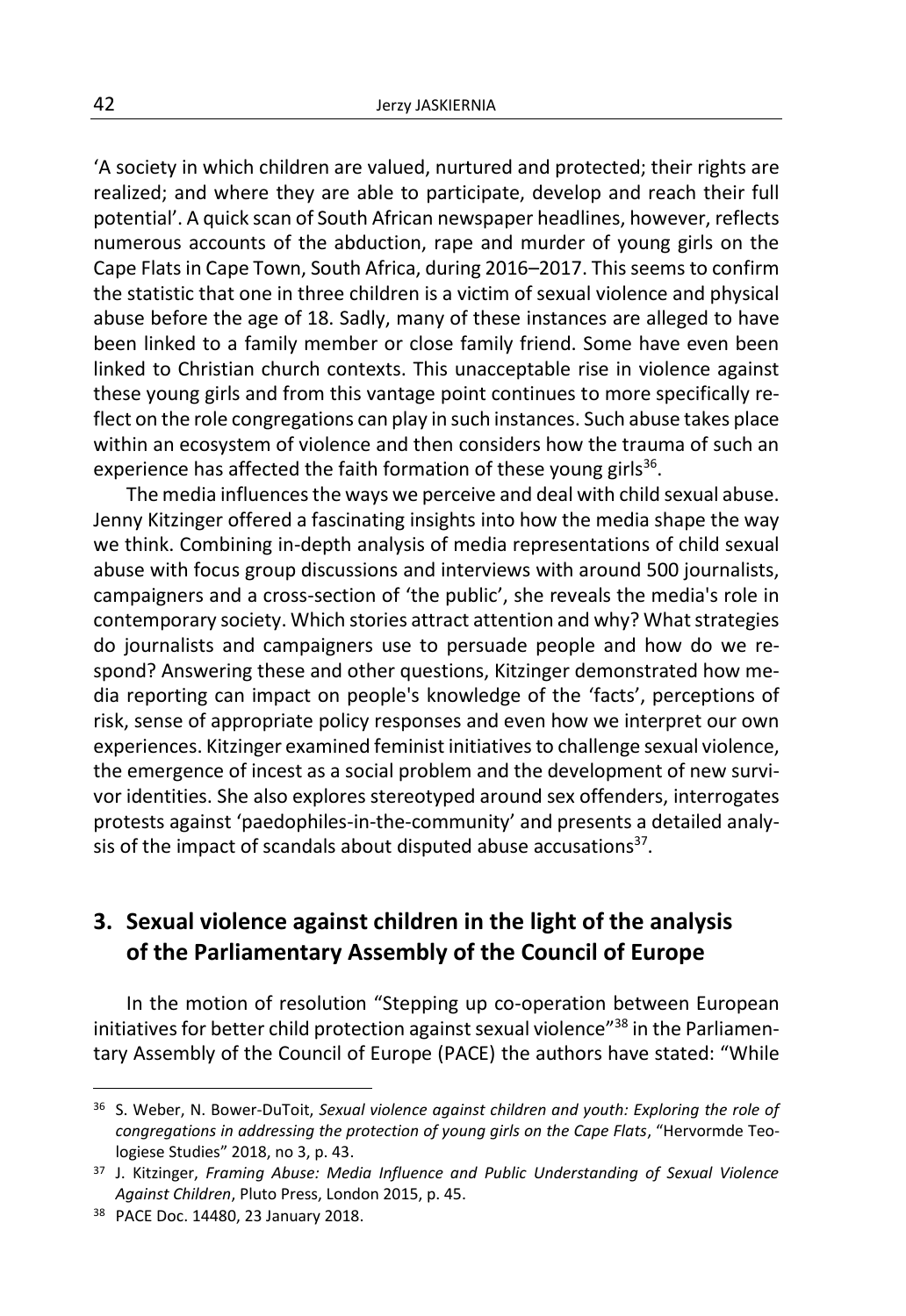'A society in which children are valued, nurtured and protected; their rights are realized; and where they are able to participate, develop and reach their full potential'. A quick scan of South African newspaper headlines, however, reflects numerous accounts of the abduction, rape and murder of young girls on the Cape Flats in Cape Town, South Africa, during 2016–2017. This seems to confirm the statistic that one in three children is a victim of sexual violence and physical abuse before the age of 18. Sadly, many of these instances are alleged to have been linked to a family member or close family friend. Some have even been linked to Christian church contexts. This unacceptable rise in violence against these young girls and from this vantage point continues to more specifically reflect on the role congregations can play in such instances. Such abuse takes place within an ecosystem of violence and then considers how the trauma of such an experience has affected the faith formation of these young girls[36].

The media influences the ways we perceive and deal with child sexual abuse. Jenny Kitzinger offered a fascinating insights into how the media shape the way we think. Combining in-depth analysis of media representations of child sexual abuse with focus group discussions and interviews with around 500 journalists, campaigners and a cross-section of 'the public', she reveals the media's role in contemporary society. Which stories attract attention and why? What strategies do journalists and campaigners use to persuade people and how do we respond? Answering these and other questions, Kitzinger demonstrated how media reporting can impact on people's knowledge of the 'facts', perceptions of risk, sense of appropriate policy responses and even how we interpret our own experiences. Kitzinger examined feminist initiatives to challenge sexual violence, the emergence of incest as a social problem and the development of new survivor identities. She also explores stereotyped around sex offenders, interrogates protests against 'paedophiles-in-the-community' and presents a detailed analysis of the impact of scandals about disputed abuse accusations[37].

## 3. Sexual violence against children in the light of the analysis of the Parliamentary Assembly of the Council of Europe

In the motion of resolution "Stepping up co-operation between European initiatives for better child protection against sexual violence"[38] in the Parliamentary Assembly of the Council of Europe (PACE) the authors have stated: "While

---

[36] S. Weber, N. Bower-DuToit, *Sexual violence against children and youth: Exploring the role of congregations in addressing the protection of young girls on the Cape Flats*, "Hervormde Teologiese Studies" 2018, no 3, p. 43.

[37] J. Kitzinger, *Framing Abuse: Media Influence and Public Understanding of Sexual Violence Against Children*, Pluto Press, London 2015, p. 45.

[38] PACE Doc. 14480, 23 January 2018.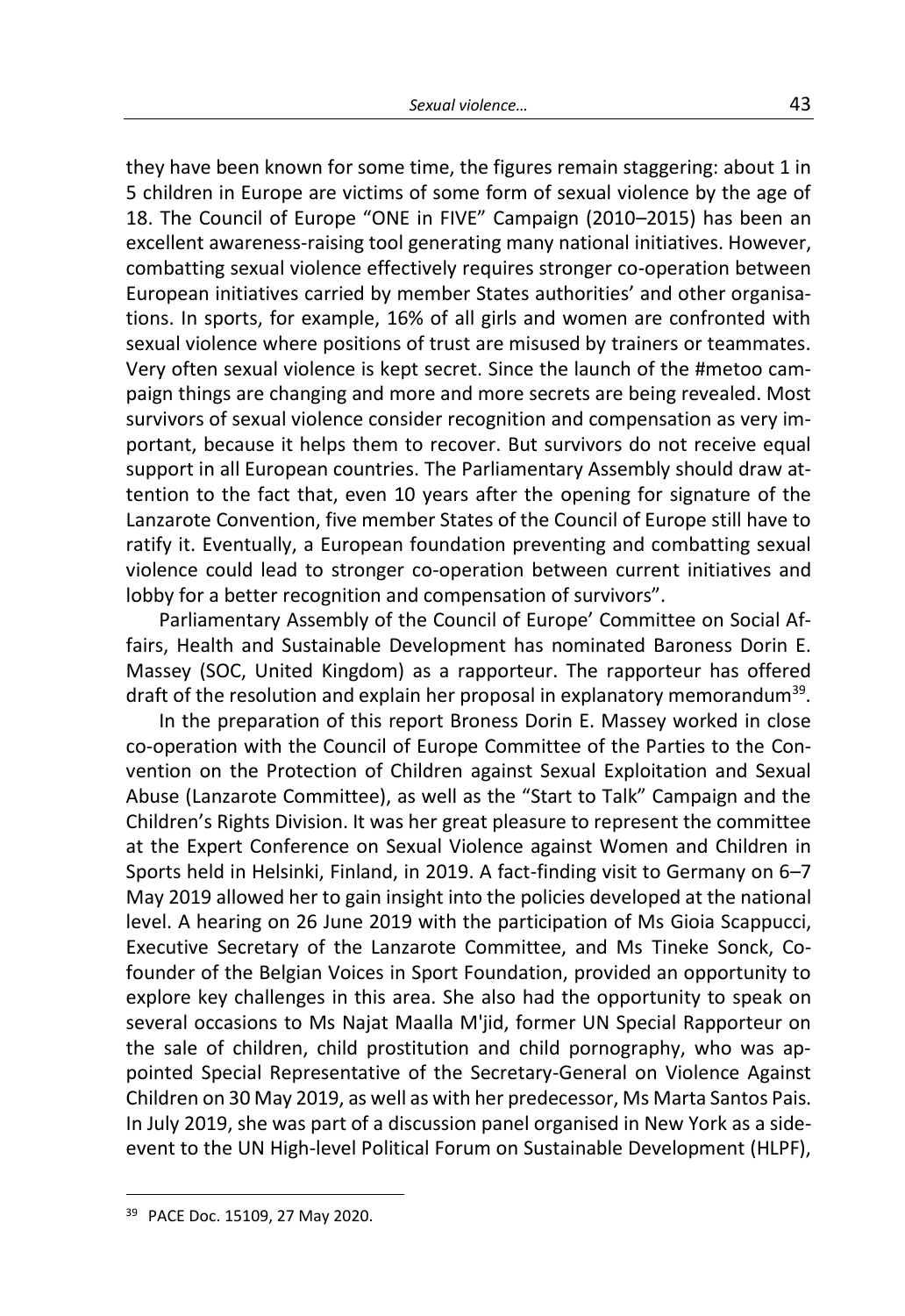they have been known for some time, the figures remain staggering: about 1 in 5 children in Europe are victims of some form of sexual violence by the age of 18. The Council of Europe "ONE in FIVE" Campaign (2010–2015) has been an excellent awareness-raising tool generating many national initiatives. However, combatting sexual violence effectively requires stronger co-operation between European initiatives carried by member States authorities' and other organisations. In sports, for example, 16% of all girls and women are confronted with sexual violence where positions of trust are misused by trainers or teammates. Very often sexual violence is kept secret. Since the launch of the #metoo campaign things are changing and more and more secrets are being revealed. Most survivors of sexual violence consider recognition and compensation as very important, because it helps them to recover. But survivors do not receive equal support in all European countries. The Parliamentary Assembly should draw attention to the fact that, even 10 years after the opening for signature of the Lanzarote Convention, five member States of the Council of Europe still have to ratify it. Eventually, a European foundation preventing and combatting sexual violence could lead to stronger co-operation between current initiatives and lobby for a better recognition and compensation of survivors".

Parliamentary Assembly of the Council of Europe' Committee on Social Affairs, Health and Sustainable Development has nominated Baroness Dorin E. Massey (SOC, United Kingdom) as a rapporteur. The rapporteur has offered draft of the resolution and explain her proposal in explanatory memorandum[39].

In the preparation of this report Broness Dorin E. Massey worked in close co-operation with the Council of Europe Committee of the Parties to the Convention on the Protection of Children against Sexual Exploitation and Sexual Abuse (Lanzarote Committee), as well as the "Start to Talk" Campaign and the Children's Rights Division. It was her great pleasure to represent the committee at the Expert Conference on Sexual Violence against Women and Children in Sports held in Helsinki, Finland, in 2019. A fact-finding visit to Germany on 6–7 May 2019 allowed her to gain insight into the policies developed at the national level. A hearing on 26 June 2019 with the participation of Ms Gioia Scappucci, Executive Secretary of the Lanzarote Committee, and Ms Tineke Sonck, Co-founder of the Belgian Voices in Sport Foundation, provided an opportunity to explore key challenges in this area. She also had the opportunity to speak on several occasions to Ms Najat Maalla M'jid, former UN Special Rapporteur on the sale of children, child prostitution and child pornography, who was appointed Special Representative of the Secretary-General on Violence Against Children on 30 May 2019, as well as with her predecessor, Ms Marta Santos Pais. In July 2019, she was part of a discussion panel organised in New York as a side-event to the UN High-level Political Forum on Sustainable Development (HLPF),

---

[39] PACE Doc. 15109, 27 May 2020.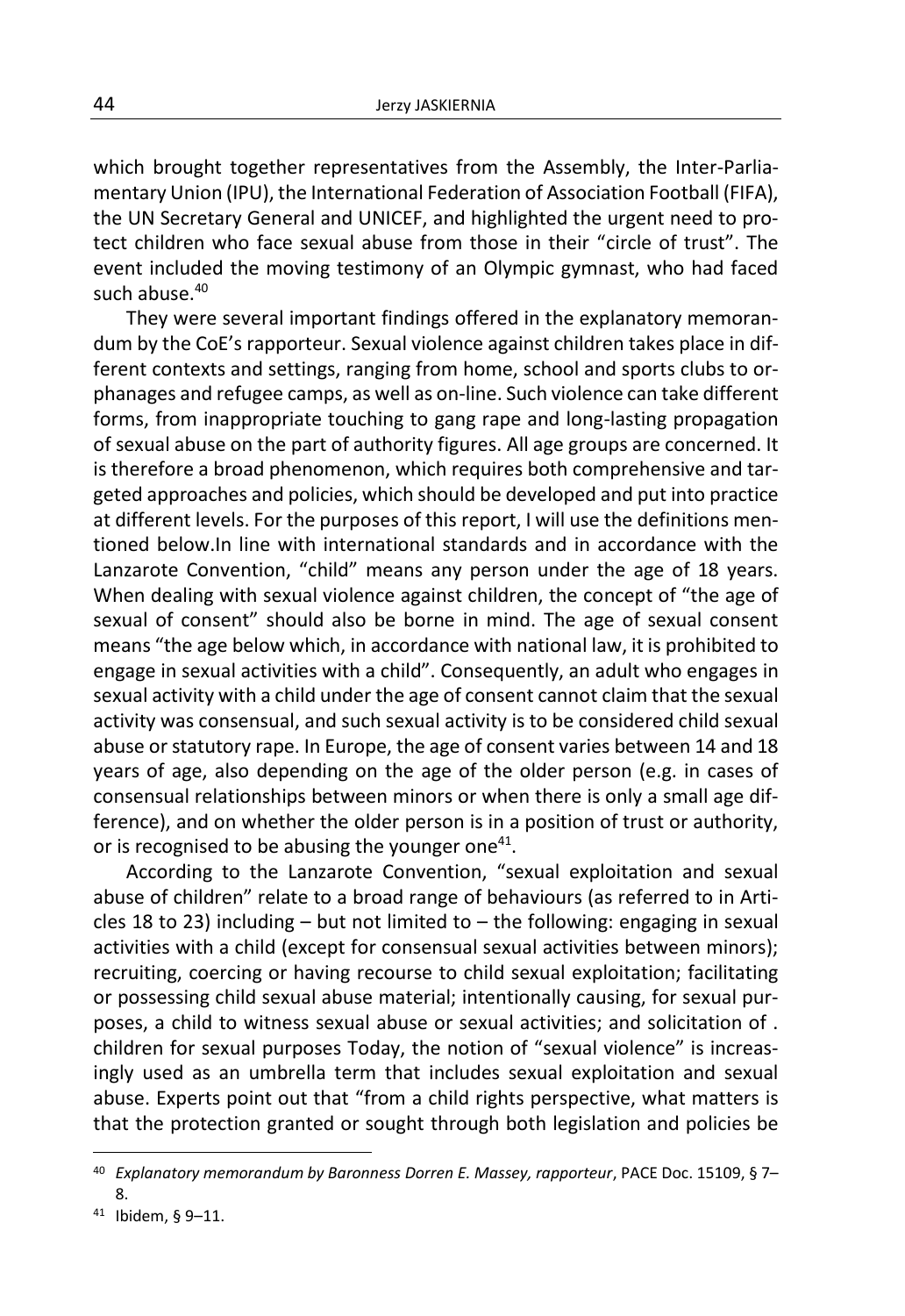which brought together representatives from the Assembly, the Inter-Parliamentary Union (IPU), the International Federation of Association Football (FIFA), the UN Secretary General and UNICEF, and highlighted the urgent need to protect children who face sexual abuse from those in their "circle of trust". The event included the moving testimony of an Olympic gymnast, who had faced such abuse.[40]

They were several important findings offered in the explanatory memorandum by the CoE's rapporteur. Sexual violence against children takes place in different contexts and settings, ranging from home, school and sports clubs to orphanages and refugee camps, as well as on-line. Such violence can take different forms, from inappropriate touching to gang rape and long-lasting propagation of sexual abuse on the part of authority figures. All age groups are concerned. It is therefore a broad phenomenon, which requires both comprehensive and targeted approaches and policies, which should be developed and put into practice at different levels. For the purposes of this report, I will use the definitions mentioned below.In line with international standards and in accordance with the Lanzarote Convention, "child" means any person under the age of 18 years. When dealing with sexual violence against children, the concept of "the age of sexual of consent" should also be borne in mind. The age of sexual consent means "the age below which, in accordance with national law, it is prohibited to engage in sexual activities with a child". Consequently, an adult who engages in sexual activity with a child under the age of consent cannot claim that the sexual activity was consensual, and such sexual activity is to be considered child sexual abuse or statutory rape. In Europe, the age of consent varies between 14 and 18 years of age, also depending on the age of the older person (e.g. in cases of consensual relationships between minors or when there is only a small age difference), and on whether the older person is in a position of trust or authority, or is recognised to be abusing the younger one[41].

According to the Lanzarote Convention, "sexual exploitation and sexual abuse of children" relate to a broad range of behaviours (as referred to in Articles 18 to 23) including – but not limited to – the following: engaging in sexual activities with a child (except for consensual sexual activities between minors); recruiting, coercing or having recourse to child sexual exploitation; facilitating or possessing child sexual abuse material; intentionally causing, for sexual purposes, a child to witness sexual abuse or sexual activities; and solicitation of . children for sexual purposes Today, the notion of "sexual violence" is increasingly used as an umbrella term that includes sexual exploitation and sexual abuse. Experts point out that "from a child rights perspective, what matters is that the protection granted or sought through both legislation and policies be

---

[40] *Explanatory memorandum by Baronness Dorren E. Massey, rapporteur*, PACE Doc. 15109, § 7–8.

[41] Ibidem, § 9–11.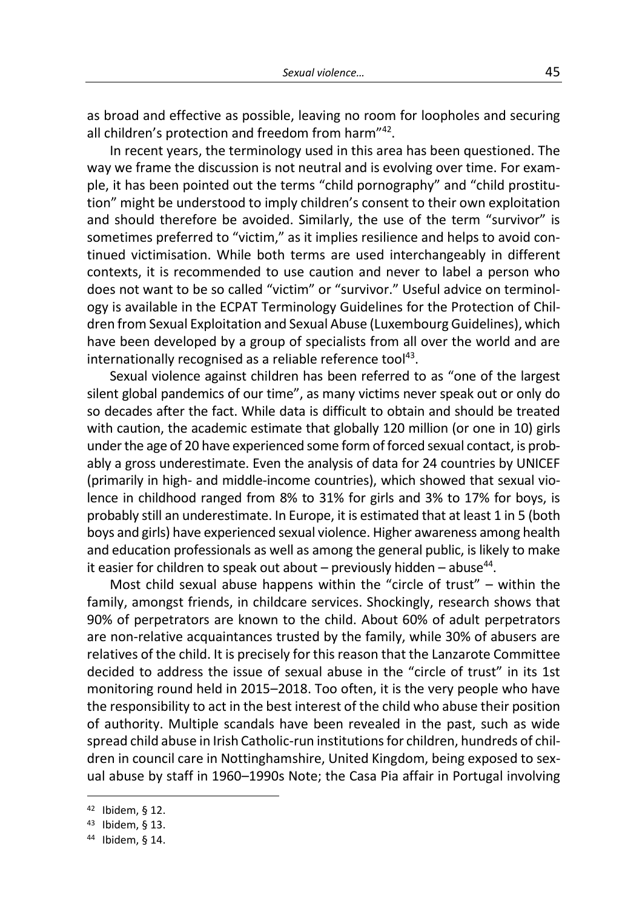as broad and effective as possible, leaving no room for loopholes and securing all children's protection and freedom from harm"[42].

In recent years, the terminology used in this area has been questioned. The way we frame the discussion is not neutral and is evolving over time. For example, it has been pointed out the terms "child pornography" and "child prostitution" might be understood to imply children's consent to their own exploitation and should therefore be avoided. Similarly, the use of the term "survivor" is sometimes preferred to "victim," as it implies resilience and helps to avoid continued victimisation. While both terms are used interchangeably in different contexts, it is recommended to use caution and never to label a person who does not want to be so called "victim" or "survivor." Useful advice on terminology is available in the ECPAT Terminology Guidelines for the Protection of Children from Sexual Exploitation and Sexual Abuse (Luxembourg Guidelines), which have been developed by a group of specialists from all over the world and are internationally recognised as a reliable reference tool[43].

Sexual violence against children has been referred to as "one of the largest silent global pandemics of our time", as many victims never speak out or only do so decades after the fact. While data is difficult to obtain and should be treated with caution, the academic estimate that globally 120 million (or one in 10) girls under the age of 20 have experienced some form of forced sexual contact, is probably a gross underestimate. Even the analysis of data for 24 countries by UNICEF (primarily in high- and middle-income countries), which showed that sexual violence in childhood ranged from 8% to 31% for girls and 3% to 17% for boys, is probably still an underestimate. In Europe, it is estimated that at least 1 in 5 (both boys and girls) have experienced sexual violence. Higher awareness among health and education professionals as well as among the general public, is likely to make it easier for children to speak out about – previously hidden – abuse[44].

Most child sexual abuse happens within the "circle of trust" – within the family, amongst friends, in childcare services. Shockingly, research shows that 90% of perpetrators are known to the child. About 60% of adult perpetrators are non-relative acquaintances trusted by the family, while 30% of abusers are relatives of the child. It is precisely for this reason that the Lanzarote Committee decided to address the issue of sexual abuse in the "circle of trust" in its 1st monitoring round held in 2015–2018. Too often, it is the very people who have the responsibility to act in the best interest of the child who abuse their position of authority. Multiple scandals have been revealed in the past, such as wide spread child abuse in Irish Catholic-run institutions for children, hundreds of children in council care in Nottinghamshire, United Kingdom, being exposed to sexual abuse by staff in 1960–1990s Note; the Casa Pia affair in Portugal involving

---

[42] Ibidem, § 12.

[43] Ibidem, § 13.

[44] Ibidem, § 14.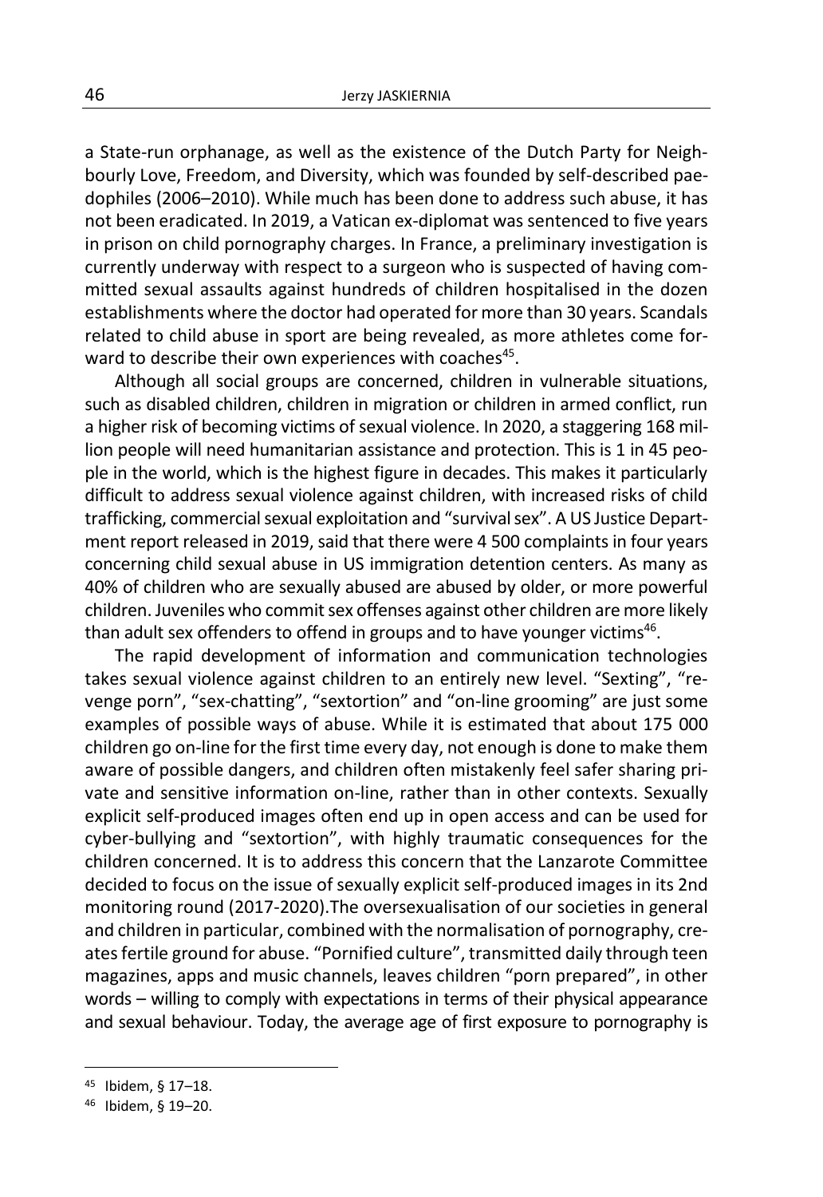a State-run orphanage, as well as the existence of the Dutch Party for Neighbourly Love, Freedom, and Diversity, which was founded by self-described paedophiles (2006–2010). While much has been done to address such abuse, it has not been eradicated. In 2019, a Vatican ex-diplomat was sentenced to five years in prison on child pornography charges. In France, a preliminary investigation is currently underway with respect to a surgeon who is suspected of having committed sexual assaults against hundreds of children hospitalised in the dozen establishments where the doctor had operated for more than 30 years. Scandals related to child abuse in sport are being revealed, as more athletes come forward to describe their own experiences with coaches[45].

Although all social groups are concerned, children in vulnerable situations, such as disabled children, children in migration or children in armed conflict, run a higher risk of becoming victims of sexual violence. In 2020, a staggering 168 million people will need humanitarian assistance and protection. This is 1 in 45 people in the world, which is the highest figure in decades. This makes it particularly difficult to address sexual violence against children, with increased risks of child trafficking, commercial sexual exploitation and "survival sex". A US Justice Department report released in 2019, said that there were 4 500 complaints in four years concerning child sexual abuse in US immigration detention centers. As many as 40% of children who are sexually abused are abused by older, or more powerful children. Juveniles who commit sex offenses against other children are more likely than adult sex offenders to offend in groups and to have younger victims[46].

The rapid development of information and communication technologies takes sexual violence against children to an entirely new level. "Sexting", "revenge porn", "sex-chatting", "sextortion" and "on-line grooming" are just some examples of possible ways of abuse. While it is estimated that about 175 000 children go on-line for the first time every day, not enough is done to make them aware of possible dangers, and children often mistakenly feel safer sharing private and sensitive information on-line, rather than in other contexts. Sexually explicit self-produced images often end up in open access and can be used for cyber-bullying and "sextortion", with highly traumatic consequences for the children concerned. It is to address this concern that the Lanzarote Committee decided to focus on the issue of sexually explicit self-produced images in its 2nd monitoring round (2017-2020).The oversexualisation of our societies in general and children in particular, combined with the normalisation of pornography, creates fertile ground for abuse. "Pornified culture", transmitted daily through teen magazines, apps and music channels, leaves children "porn prepared", in other words – willing to comply with expectations in terms of their physical appearance and sexual behaviour. Today, the average age of first exposure to pornography is

---

[45] Ibidem, § 17–18.

[46] Ibidem, § 19–20.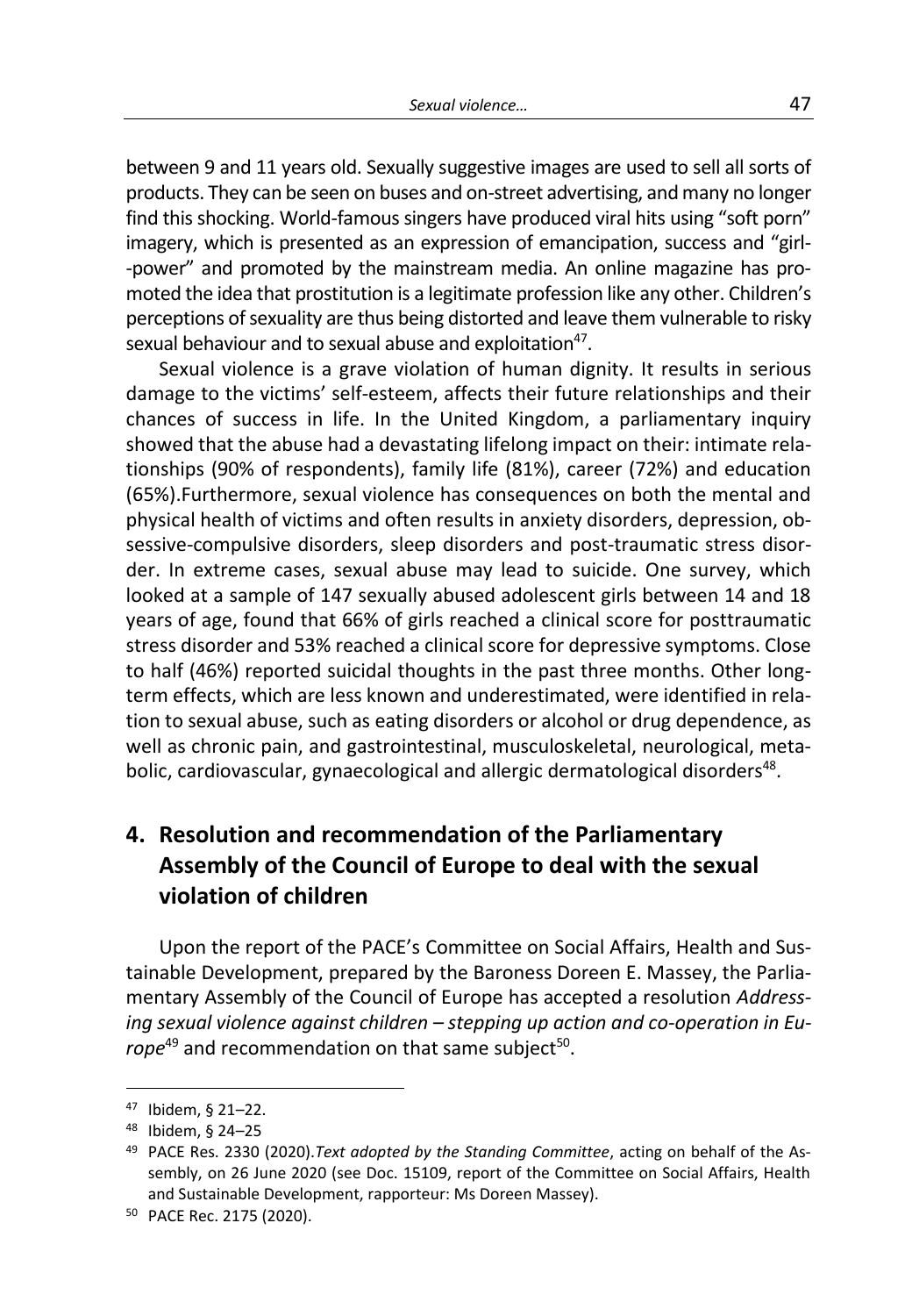between 9 and 11 years old. Sexually suggestive images are used to sell all sorts of products. They can be seen on buses and on-street advertising, and many no longer find this shocking. World-famous singers have produced viral hits using "soft porn" imagery, which is presented as an expression of emancipation, success and "girl-power" and promoted by the mainstream media. An online magazine has promoted the idea that prostitution is a legitimate profession like any other. Children's perceptions of sexuality are thus being distorted and leave them vulnerable to risky sexual behaviour and to sexual abuse and exploitation[47].

Sexual violence is a grave violation of human dignity. It results in serious damage to the victims' self-esteem, affects their future relationships and their chances of success in life. In the United Kingdom, a parliamentary inquiry showed that the abuse had a devastating lifelong impact on their: intimate relationships (90% of respondents), family life (81%), career (72%) and education (65%).Furthermore, sexual violence has consequences on both the mental and physical health of victims and often results in anxiety disorders, depression, obsessive-compulsive disorders, sleep disorders and post-traumatic stress disorder. In extreme cases, sexual abuse may lead to suicide. One survey, which looked at a sample of 147 sexually abused adolescent girls between 14 and 18 years of age, found that 66% of girls reached a clinical score for posttraumatic stress disorder and 53% reached a clinical score for depressive symptoms. Close to half (46%) reported suicidal thoughts in the past three months. Other long-term effects, which are less known and underestimated, were identified in relation to sexual abuse, such as eating disorders or alcohol or drug dependence, as well as chronic pain, and gastrointestinal, musculoskeletal, neurological, metabolic, cardiovascular, gynaecological and allergic dermatological disorders[48].

## 4. Resolution and recommendation of the Parliamentary Assembly of the Council of Europe to deal with the sexual violation of children

Upon the report of the PACE's Committee on Social Affairs, Health and Sustainable Development, prepared by the Baroness Doreen E. Massey, the Parliamentary Assembly of the Council of Europe has accepted a resolution *Addressing sexual violence against children – stepping up action and co-operation in Europe*[49] and recommendation on that same subject[50].

---

[47] Ibidem, § 21–22.

[48] Ibidem, § 24–25

[49] PACE Res. 2330 (2020).*Text adopted by the Standing Committee*, acting on behalf of the Assembly, on 26 June 2020 (see Doc. 15109, report of the Committee on Social Affairs, Health and Sustainable Development, rapporteur: Ms Doreen Massey).

[50] PACE Rec. 2175 (2020).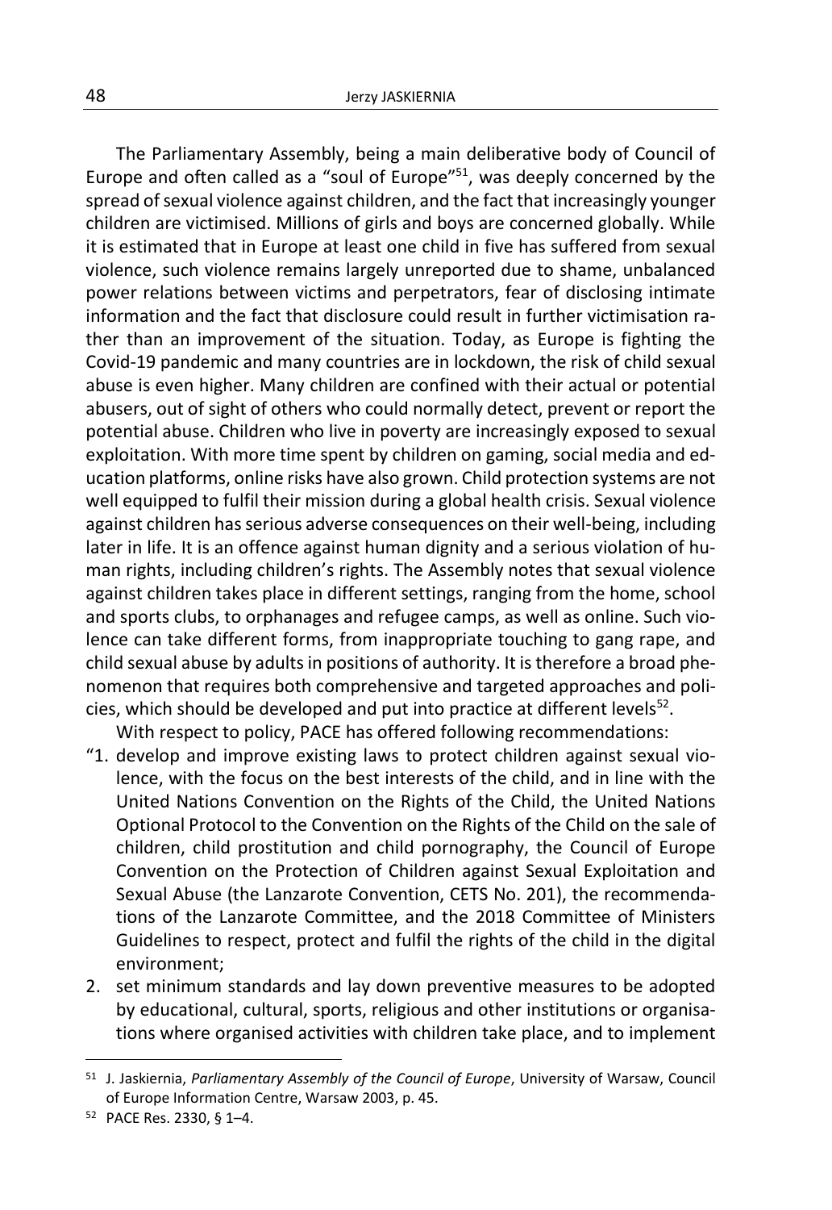The Parliamentary Assembly, being a main deliberative body of Council of Europe and often called as a "soul of Europe"[51], was deeply concerned by the spread of sexual violence against children, and the fact that increasingly younger children are victimised. Millions of girls and boys are concerned globally. While it is estimated that in Europe at least one child in five has suffered from sexual violence, such violence remains largely unreported due to shame, unbalanced power relations between victims and perpetrators, fear of disclosing intimate information and the fact that disclosure could result in further victimisation rather than an improvement of the situation. Today, as Europe is fighting the Covid-19 pandemic and many countries are in lockdown, the risk of child sexual abuse is even higher. Many children are confined with their actual or potential abusers, out of sight of others who could normally detect, prevent or report the potential abuse. Children who live in poverty are increasingly exposed to sexual exploitation. With more time spent by children on gaming, social media and education platforms, online risks have also grown. Child protection systems are not well equipped to fulfil their mission during a global health crisis. Sexual violence against children has serious adverse consequences on their well-being, including later in life. It is an offence against human dignity and a serious violation of human rights, including children's rights. The Assembly notes that sexual violence against children takes place in different settings, ranging from the home, school and sports clubs, to orphanages and refugee camps, as well as online. Such violence can take different forms, from inappropriate touching to gang rape, and child sexual abuse by adults in positions of authority. It is therefore a broad phenomenon that requires both comprehensive and targeted approaches and policies, which should be developed and put into practice at different levels[52].

With respect to policy, PACE has offered following recommendations:

"1. develop and improve existing laws to protect children against sexual violence, with the focus on the best interests of the child, and in line with the United Nations Convention on the Rights of the Child, the United Nations Optional Protocol to the Convention on the Rights of the Child on the sale of children, child prostitution and child pornography, the Council of Europe Convention on the Protection of Children against Sexual Exploitation and Sexual Abuse (the Lanzarote Convention, CETS No. 201), the recommendations of the Lanzarote Committee, and the 2018 Committee of Ministers Guidelines to respect, protect and fulfil the rights of the child in the digital environment;

2. set minimum standards and lay down preventive measures to be adopted by educational, cultural, sports, religious and other institutions or organisations where organised activities with children take place, and to implement

---

[51] J. Jaskiernia, *Parliamentary Assembly of the Council of Europe*, University of Warsaw, Council of Europe Information Centre, Warsaw 2003, p. 45.

[52] PACE Res. 2330, § 1–4.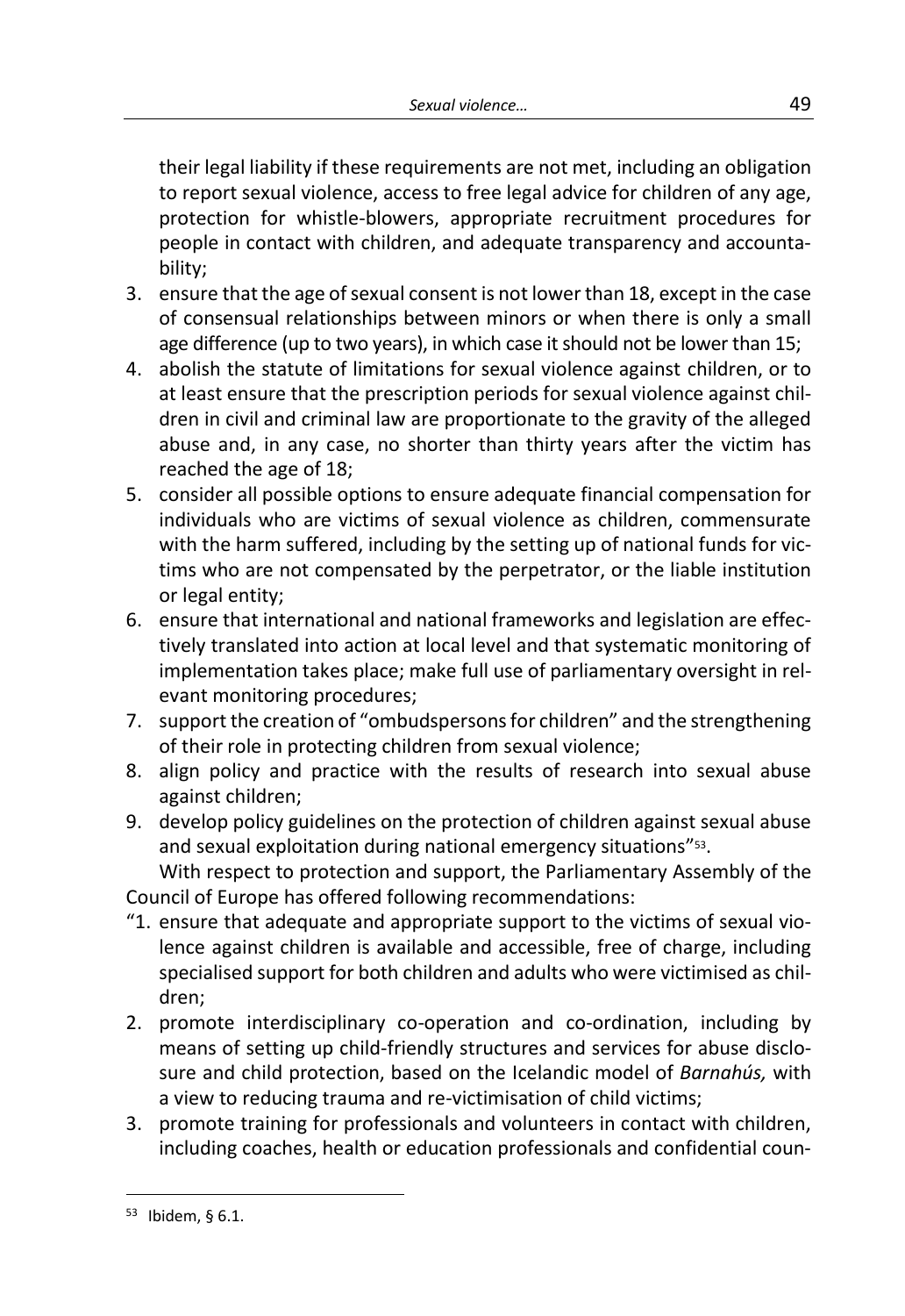their legal liability if these requirements are not met, including an obligation to report sexual violence, access to free legal advice for children of any age, protection for whistle-blowers, appropriate recruitment procedures for people in contact with children, and adequate transparency and accountability;

3. ensure that the age of sexual consent is not lower than 18, except in the case of consensual relationships between minors or when there is only a small age difference (up to two years), in which case it should not be lower than 15;
4. abolish the statute of limitations for sexual violence against children, or to at least ensure that the prescription periods for sexual violence against children in civil and criminal law are proportionate to the gravity of the alleged abuse and, in any case, no shorter than thirty years after the victim has reached the age of 18;
5. consider all possible options to ensure adequate financial compensation for individuals who are victims of sexual violence as children, commensurate with the harm suffered, including by the setting up of national funds for victims who are not compensated by the perpetrator, or the liable institution or legal entity;
6. ensure that international and national frameworks and legislation are effectively translated into action at local level and that systematic monitoring of implementation takes place; make full use of parliamentary oversight in relevant monitoring procedures;
7. support the creation of "ombudspersons for children" and the strengthening of their role in protecting children from sexual violence;
8. align policy and practice with the results of research into sexual abuse against children;
9. develop policy guidelines on the protection of children against sexual abuse and sexual exploitation during national emergency situations"[53].

With respect to protection and support, the Parliamentary Assembly of the Council of Europe has offered following recommendations:

"1. ensure that adequate and appropriate support to the victims of sexual violence against children is available and accessible, free of charge, including specialised support for both children and adults who were victimised as children;
2. promote interdisciplinary co-operation and co-ordination, including by means of setting up child-friendly structures and services for abuse disclosure and child protection, based on the Icelandic model of *Barnahús,* with a view to reducing trauma and re-victimisation of child victims;
3. promote training for professionals and volunteers in contact with children, including coaches, health or education professionals and confidential coun-

[53] Ibidem, § 6.1.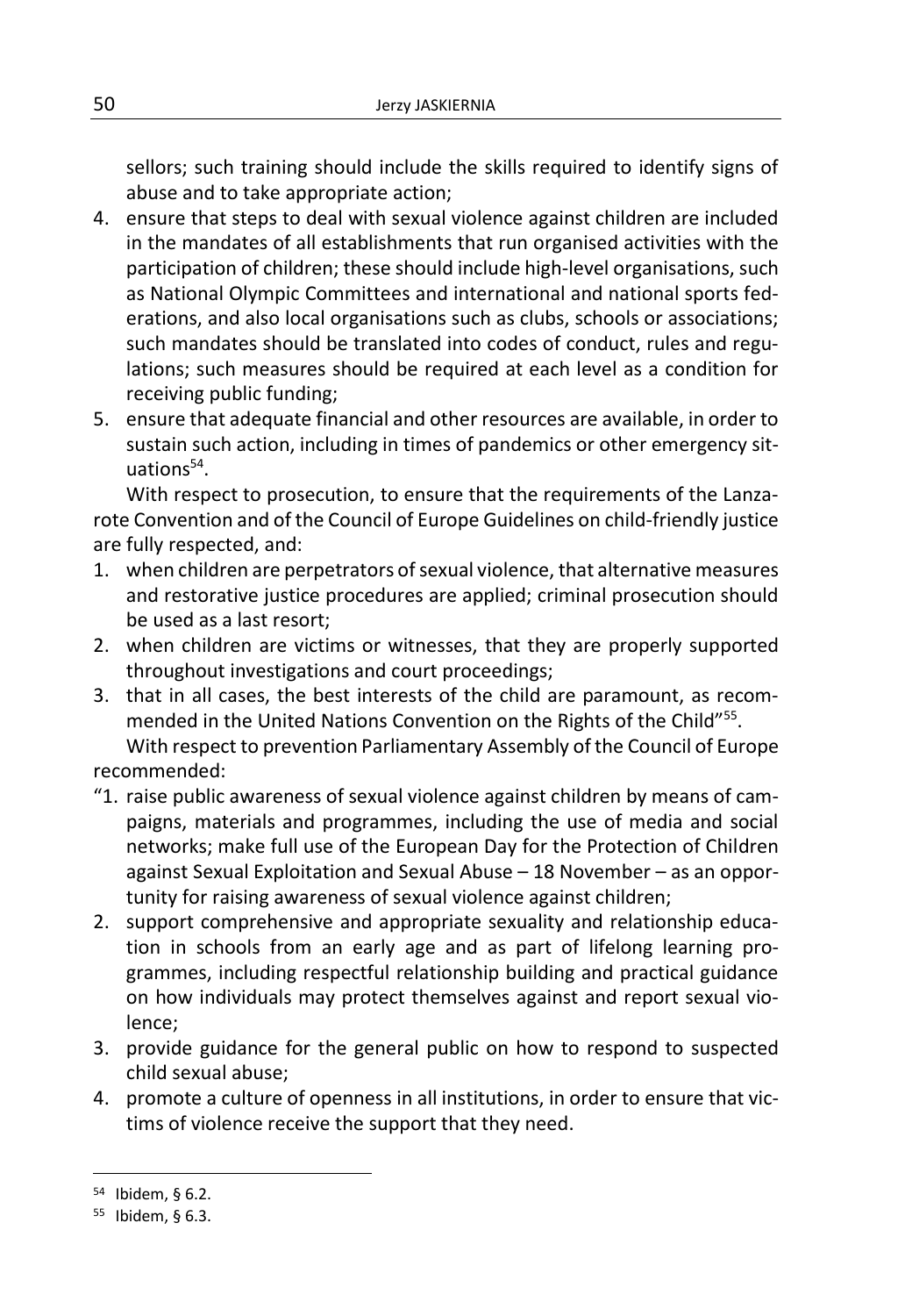sellors; such training should include the skills required to identify signs of abuse and to take appropriate action;

4. ensure that steps to deal with sexual violence against children are included in the mandates of all establishments that run organised activities with the participation of children; these should include high-level organisations, such as National Olympic Committees and international and national sports federations, and also local organisations such as clubs, schools or associations; such mandates should be translated into codes of conduct, rules and regulations; such measures should be required at each level as a condition for receiving public funding;
5. ensure that adequate financial and other resources are available, in order to sustain such action, including in times of pandemics or other emergency situations[54].

With respect to prosecution, to ensure that the requirements of the Lanzarote Convention and of the Council of Europe Guidelines on child-friendly justice are fully respected, and:

1. when children are perpetrators of sexual violence, that alternative measures and restorative justice procedures are applied; criminal prosecution should be used as a last resort;
2. when children are victims or witnesses, that they are properly supported throughout investigations and court proceedings;
3. that in all cases, the best interests of the child are paramount, as recommended in the United Nations Convention on the Rights of the Child"[55].

With respect to prevention Parliamentary Assembly of the Council of Europe recommended:

"1. raise public awareness of sexual violence against children by means of campaigns, materials and programmes, including the use of media and social networks; make full use of the European Day for the Protection of Children against Sexual Exploitation and Sexual Abuse – 18 November – as an opportunity for raising awareness of sexual violence against children;
2. support comprehensive and appropriate sexuality and relationship education in schools from an early age and as part of lifelong learning programmes, including respectful relationship building and practical guidance on how individuals may protect themselves against and report sexual violence;
3. provide guidance for the general public on how to respond to suspected child sexual abuse;
4. promote a culture of openness in all institutions, in order to ensure that victims of violence receive the support that they need.

---

[54] Ibidem, § 6.2.

[55] Ibidem, § 6.3.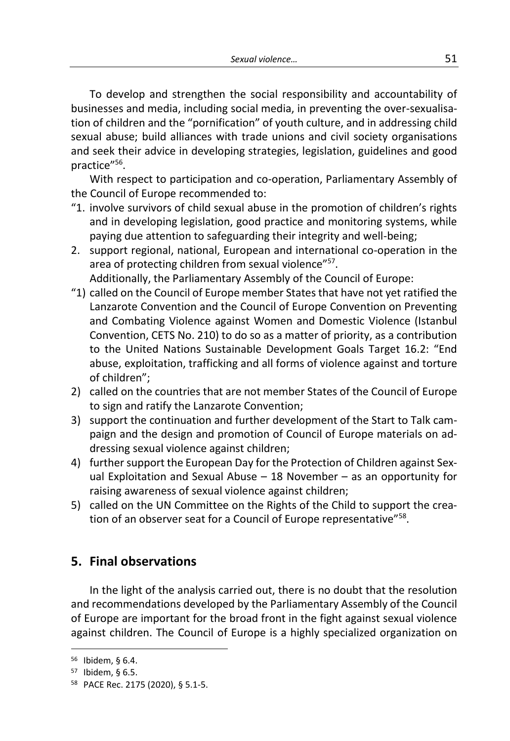To develop and strengthen the social responsibility and accountability of businesses and media, including social media, in preventing the over-sexualisation of children and the "pornification" of youth culture, and in addressing child sexual abuse; build alliances with trade unions and civil society organisations and seek their advice in developing strategies, legislation, guidelines and good practice"[56].

With respect to participation and co-operation, Parliamentary Assembly of the Council of Europe recommended to:

"1. involve survivors of child sexual abuse in the promotion of children's rights and in developing legislation, good practice and monitoring systems, while paying due attention to safeguarding their integrity and well-being;
2. support regional, national, European and international co-operation in the area of protecting children from sexual violence"[57].

Additionally, the Parliamentary Assembly of the Council of Europe:

"1) called on the Council of Europe member States that have not yet ratified the Lanzarote Convention and the Council of Europe Convention on Preventing and Combating Violence against Women and Domestic Violence (Istanbul Convention, CETS No. 210) to do so as a matter of priority, as a contribution to the United Nations Sustainable Development Goals Target 16.2: "End abuse, exploitation, trafficking and all forms of violence against and torture of children";
2) called on the countries that are not member States of the Council of Europe to sign and ratify the Lanzarote Convention;
3) support the continuation and further development of the Start to Talk campaign and the design and promotion of Council of Europe materials on addressing sexual violence against children;
4) further support the European Day for the Protection of Children against Sexual Exploitation and Sexual Abuse – 18 November – as an opportunity for raising awareness of sexual violence against children;
5) called on the UN Committee on the Rights of the Child to support the creation of an observer seat for a Council of Europe representative"[58].

## 5. Final observations

In the light of the analysis carried out, there is no doubt that the resolution and recommendations developed by the Parliamentary Assembly of the Council of Europe are important for the broad front in the fight against sexual violence against children. The Council of Europe is a highly specialized organization on

[56] Ibidem, § 6.4.

[57] Ibidem, § 6.5.

[58] PACE Rec. 2175 (2020), § 5.1-5.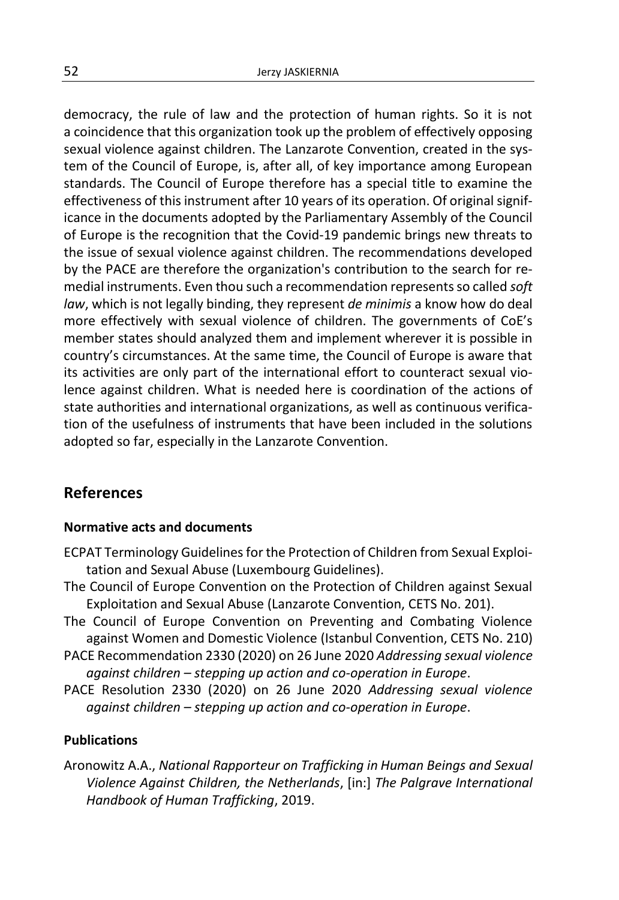democracy, the rule of law and the protection of human rights. So it is not a coincidence that this organization took up the problem of effectively opposing sexual violence against children. The Lanzarote Convention, created in the system of the Council of Europe, is, after all, of key importance among European standards. The Council of Europe therefore has a special title to examine the effectiveness of this instrument after 10 years of its operation. Of original significance in the documents adopted by the Parliamentary Assembly of the Council of Europe is the recognition that the Covid-19 pandemic brings new threats to the issue of sexual violence against children. The recommendations developed by the PACE are therefore the organization's contribution to the search for remedial instruments. Even thou such a recommendation represents so called *soft law*, which is not legally binding, they represent *de minimis* a know how do deal more effectively with sexual violence of children. The governments of CoE's member states should analyzed them and implement wherever it is possible in country's circumstances. At the same time, the Council of Europe is aware that its activities are only part of the international effort to counteract sexual violence against children. What is needed here is coordination of the actions of state authorities and international organizations, as well as continuous verification of the usefulness of instruments that have been included in the solutions adopted so far, especially in the Lanzarote Convention.

## References

### Normative acts and documents

ECPAT Terminology Guidelines for the Protection of Children from Sexual Exploitation and Sexual Abuse (Luxembourg Guidelines).

The Council of Europe Convention on the Protection of Children against Sexual Exploitation and Sexual Abuse (Lanzarote Convention, CETS No. 201).

The Council of Europe Convention on Preventing and Combating Violence against Women and Domestic Violence (Istanbul Convention, CETS No. 210)

PACE Recommendation 2330 (2020) on 26 June 2020 *Addressing sexual violence against children – stepping up action and co-operation in Europe*.

PACE Resolution 2330 (2020) on 26 June 2020 *Addressing sexual violence against children – stepping up action and co-operation in Europe*.

### Publications

Aronowitz A.A., *National Rapporteur on Trafficking in Human Beings and Sexual Violence Against Children, the Netherlands*, [in:] *The Palgrave International Handbook of Human Trafficking*, 2019.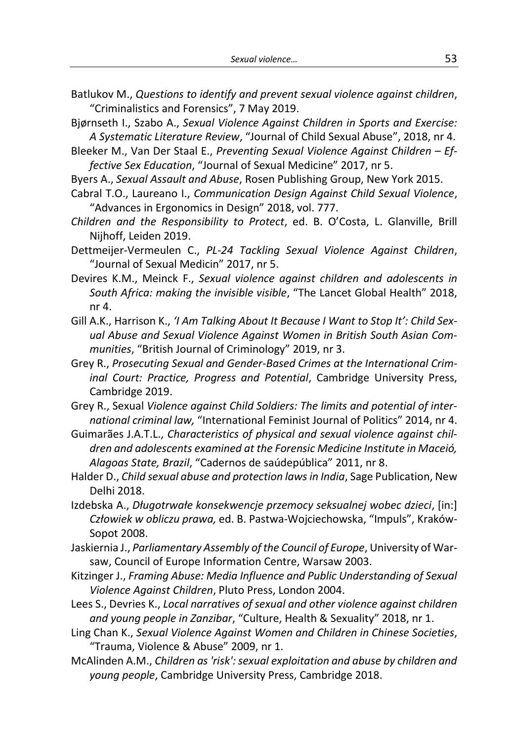Batlukov M., *Questions to identify and prevent sexual violence against children*, "Criminalistics and Forensics", 7 May 2019.

Bjørnseth I., Szabo A., *Sexual Violence Against Children in Sports and Exercise: A Systematic Literature Review*, "Journal of Child Sexual Abuse", 2018, nr 4.

Bleeker M., Van Der Staal E., *Preventing Sexual Violence Against Children – Effective Sex Education*, "Journal of Sexual Medicine" 2017, nr 5.

Byers A., *Sexual Assault and Abuse*, Rosen Publishing Group, New York 2015.

Cabral T.O., Laureano I., *Communication Design Against Child Sexual Violence*, "Advances in Ergonomics in Design" 2018, vol. 777.

*Children and the Responsibility to Protect*, ed. B. O'Costa, L. Glanville, Brill Nijhoff, Leiden 2019.

Dettmeijer-Vermeulen C., *PL-24 Tackling Sexual Violence Against Children*, "Journal of Sexual Medicin" 2017, nr 5.

Devires K.M., Meinck F., *Sexual violence against children and adolescents in South Africa: making the invisible visible*, "The Lancet Global Health" 2018, nr 4.

Gill A.K., Harrison K., *'I Am Talking About It Because I Want to Stop It': Child Sexual Abuse and Sexual Violence Against Women in British South Asian Communities*, "British Journal of Criminology" 2019, nr 3.

Grey R., *Prosecuting Sexual and Gender-Based Crimes at the International Criminal Court: Practice, Progress and Potential*, Cambridge University Press, Cambridge 2019.

Grey R., Sexual *Violence against Child Soldiers: The limits and potential of international criminal law,* "International Feminist Journal of Politics" 2014, nr 4.

Guimarães J.A.T.L., *Characteristics of physical and sexual violence against children and adolescents examined at the Forensic Medicine Institute in Maceió, Alagoas State, Brazil*, "Cadernos de saúdepública" 2011, nr 8.

Halder D., *Child sexual abuse and protection laws in India*, Sage Publication, New Delhi 2018.

Izdebska A., *Długotrwałe konsekwencje przemocy seksualnej wobec dzieci*, [in:] *Człowiek w obliczu prawa,* ed. B. Pastwa-Wojciechowska, "Impuls", Kraków-Sopot 2008.

Jaskiernia J., *Parliamentary Assembly of the Council of Europe*, University of Warsaw, Council of Europe Information Centre, Warsaw 2003.

Kitzinger J., *Framing Abuse: Media Influence and Public Understanding of Sexual Violence Against Children*, Pluto Press, London 2004.

Lees S., Devries K., *Local narratives of sexual and other violence against children and young people in Zanzibar*, "Culture, Health & Sexuality" 2018, nr 1.

Ling Chan K., *Sexual Violence Against Women and Children in Chinese Societies*, "Trauma, Violence & Abuse" 2009, nr 1.

McAlinden A.M., *Children as 'risk': sexual exploitation and abuse by children and young people*, Cambridge University Press, Cambridge 2018.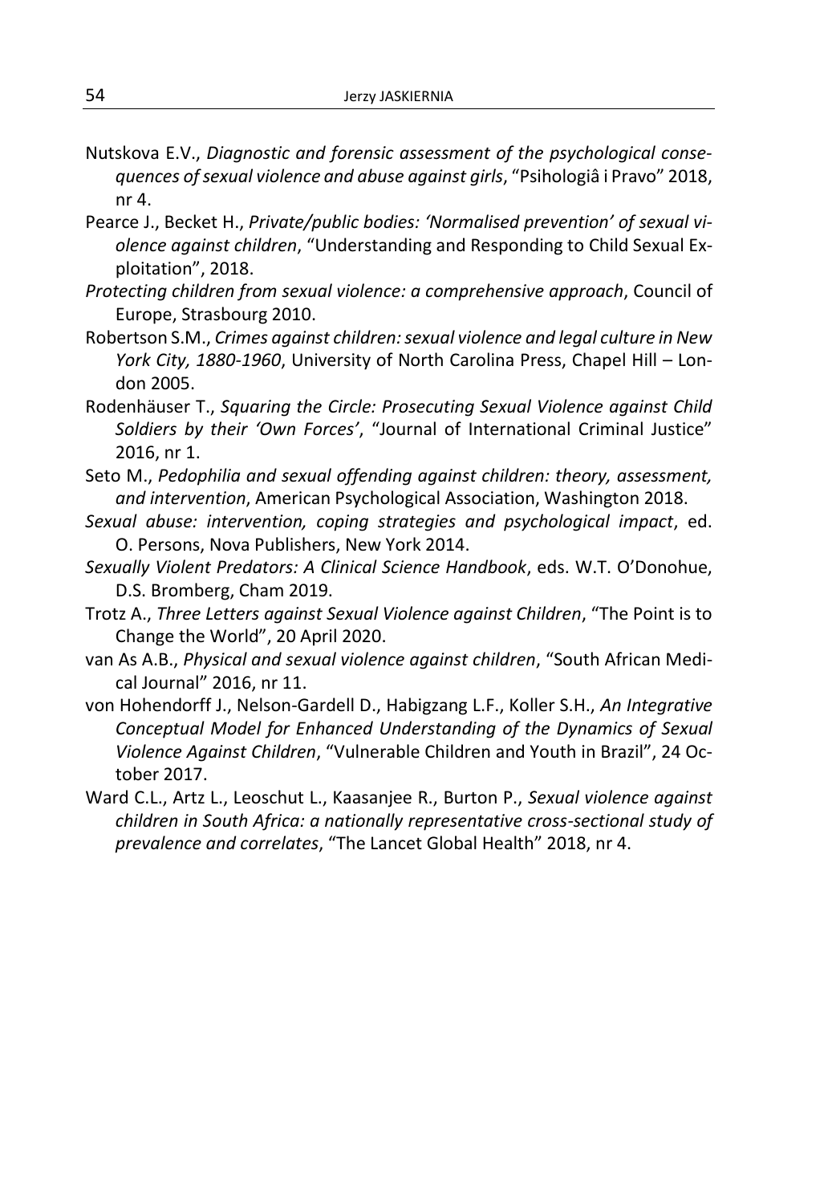Nutskova E.V., *Diagnostic and forensic assessment of the psychological consequences of sexual violence and abuse against girls*, "Psihologiâ i Pravo" 2018, nr 4.

Pearce J., Becket H., *Private/public bodies: 'Normalised prevention' of sexual violence against children*, "Understanding and Responding to Child Sexual Exploitation", 2018.

*Protecting children from sexual violence: a comprehensive approach*, Council of Europe, Strasbourg 2010.

Robertson S.M., *Crimes against children: sexual violence and legal culture in New York City, 1880-1960*, University of North Carolina Press, Chapel Hill – London 2005.

Rodenhäuser T., *Squaring the Circle: Prosecuting Sexual Violence against Child Soldiers by their 'Own Forces'*, "Journal of International Criminal Justice" 2016, nr 1.

Seto M., *Pedophilia and sexual offending against children: theory, assessment, and intervention*, American Psychological Association, Washington 2018.

*Sexual abuse: intervention, coping strategies and psychological impact*, ed. O. Persons, Nova Publishers, New York 2014.

*Sexually Violent Predators: A Clinical Science Handbook*, eds. W.T. O'Donohue, D.S. Bromberg, Cham 2019.

Trotz A., *Three Letters against Sexual Violence against Children*, "The Point is to Change the World", 20 April 2020.

van As A.B., *Physical and sexual violence against children*, "South African Medical Journal" 2016, nr 11.

von Hohendorff J., Nelson-Gardell D., Habigzang L.F., Koller S.H., *An Integrative Conceptual Model for Enhanced Understanding of the Dynamics of Sexual Violence Against Children*, "Vulnerable Children and Youth in Brazil", 24 October 2017.

Ward C.L., Artz L., Leoschut L., Kaasanjee R., Burton P., *Sexual violence against children in South Africa: a nationally representative cross-sectional study of prevalence and correlates*, "The Lancet Global Health" 2018, nr 4.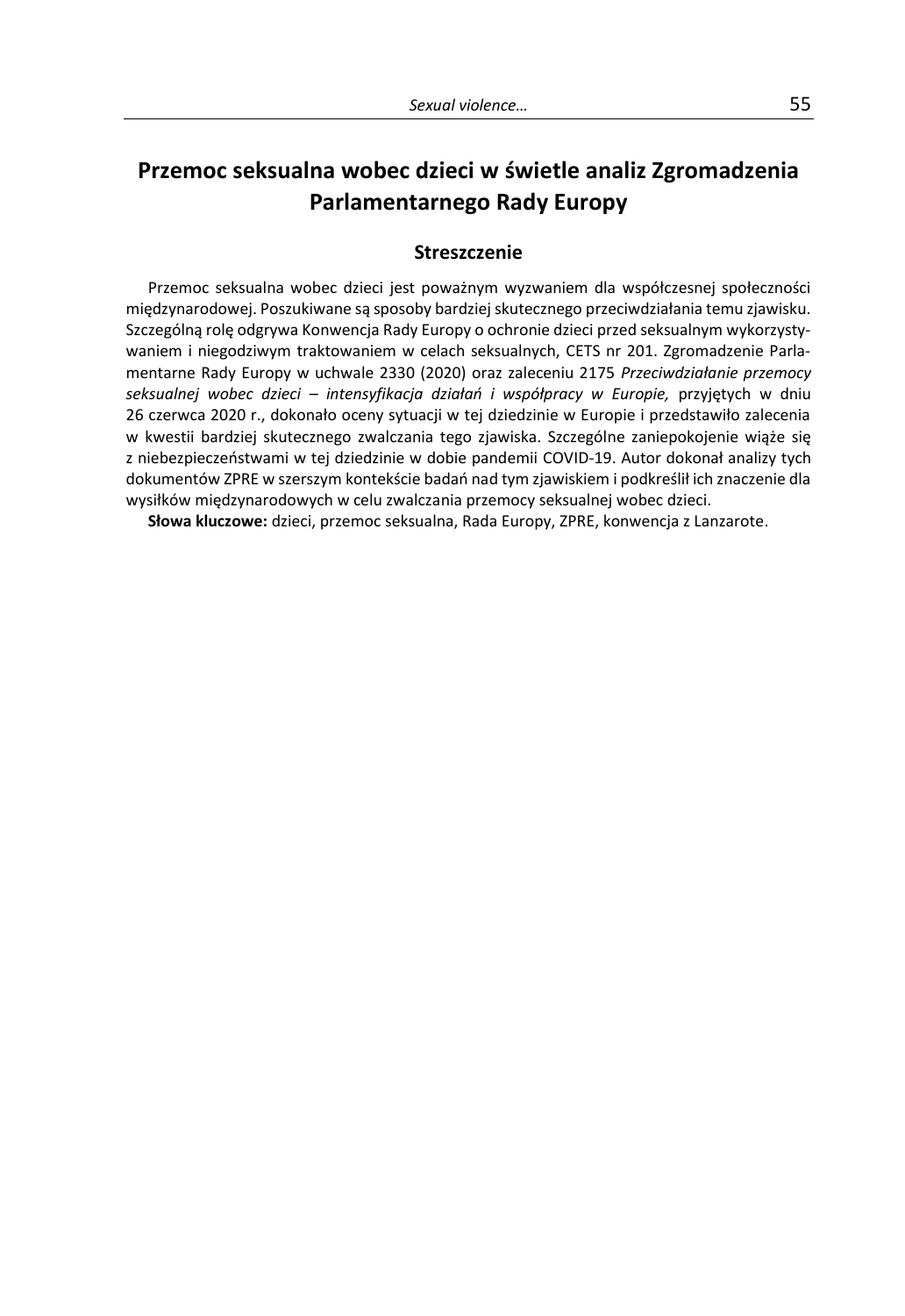# Przemoc seksualna wobec dzieci w świetle analiz Zgromadzenia Parlamentarnego Rady Europy

## Streszczenie

Przemoc seksualna wobec dzieci jest poważnym wyzwaniem dla współczesnej społeczności międzynarodowej. Poszukiwane są sposoby bardziej skutecznego przeciwdziałania temu zjawisku. Szczególną rolę odgrywa Konwencja Rady Europy o ochronie dzieci przed seksualnym wykorzystywaniem i niegodziwym traktowaniem w celach seksualnych, CETS nr 201. Zgromadzenie Parlamentarne Rady Europy w uchwale 2330 (2020) oraz zaleceniu 2175 *Przeciwdziałanie przemocy seksualnej wobec dzieci – intensyfikacja działań i współpracy w Europie,* przyjętych w dniu 26 czerwca 2020 r., dokonało oceny sytuacji w tej dziedzinie w Europie i przedstawiło zalecenia w kwestii bardziej skutecznego zwalczania tego zjawiska. Szczególne zaniepokojenie wiąże się z niebezpieczeństwami w tej dziedzinie w dobie pandemii COVID-19. Autor dokonał analizy tych dokumentów ZPRE w szerszym kontekście badań nad tym zjawiskiem i podkreślił ich znaczenie dla wysiłków międzynarodowych w celu zwalczania przemocy seksualnej wobec dzieci.

**Słowa kluczowe:** dzieci, przemoc seksualna, Rada Europy, ZPRE, konwencja z Lanzarote.